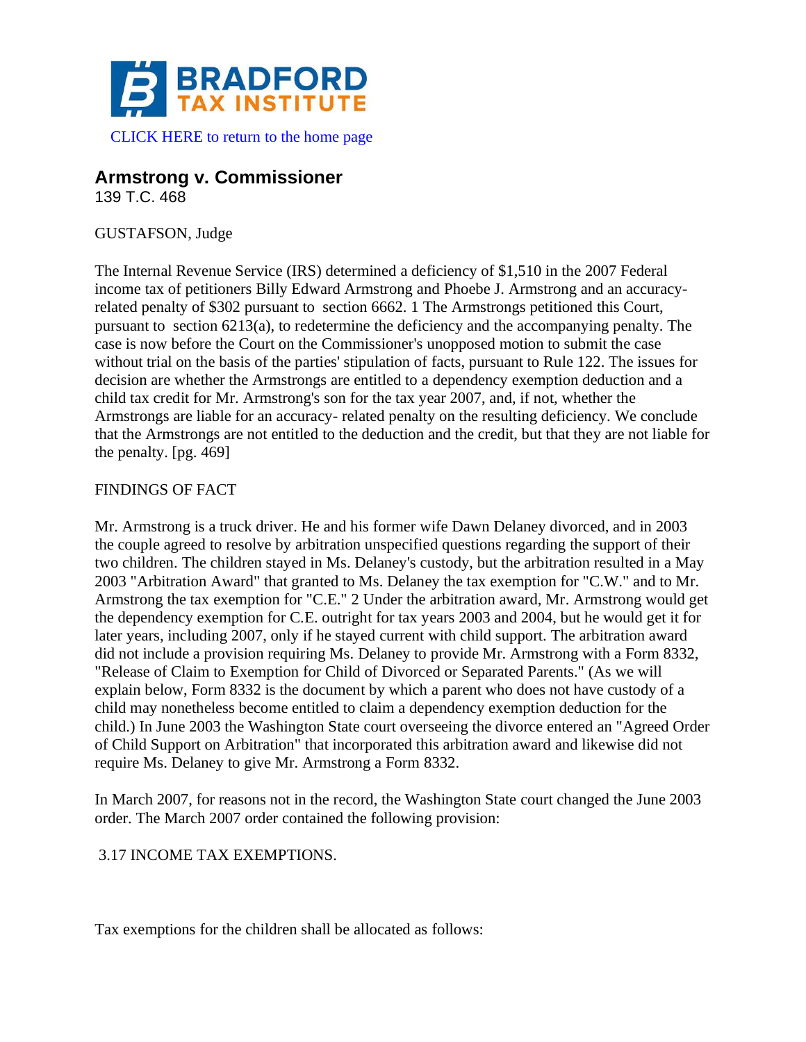CLICK HERE to return to the home page

## Armstrong v. Commissioner

139 T.C. 468

GUSTAFSON, Judge

The Internal Revenue Service (IRS) determined a deficiency of $1,510 in the 2007 Federal income tax of petitioners Billy Edward Armstrong and Phoebe J. Armstrong and an accuracy-related penalty of $302 pursuant to section 6662. 1 The Armstrongs petitioned this Court, pursuant to section 6213(a), to redetermine the deficiency and the accompanying penalty. The case is now before the Court on the Commissioner's unopposed motion to submit the case without trial on the basis of the parties' stipulation of facts, pursuant to Rule 122. The issues for decision are whether the Armstrongs are entitled to a dependency exemption deduction and a child tax credit for Mr. Armstrong's son for the tax year 2007, and, if not, whether the Armstrongs are liable for an accuracy- related penalty on the resulting deficiency. We conclude that the Armstrongs are not entitled to the deduction and the credit, but that they are not liable for the penalty. [pg. 469]

FINDINGS OF FACT

Mr. Armstrong is a truck driver. He and his former wife Dawn Delaney divorced, and in 2003 the couple agreed to resolve by arbitration unspecified questions regarding the support of their two children. The children stayed in Ms. Delaney's custody, but the arbitration resulted in a May 2003 "Arbitration Award" that granted to Ms. Delaney the tax exemption for "C.W." and to Mr. Armstrong the tax exemption for "C.E." 2 Under the arbitration award, Mr. Armstrong would get the dependency exemption for C.E. outright for tax years 2003 and 2004, but he would get it for later years, including 2007, only if he stayed current with child support. The arbitration award did not include a provision requiring Ms. Delaney to provide Mr. Armstrong with a Form 8332, "Release of Claim to Exemption for Child of Divorced or Separated Parents." (As we will explain below, Form 8332 is the document by which a parent who does not have custody of a child may nonetheless become entitled to claim a dependency exemption deduction for the child.) In June 2003 the Washington State court overseeing the divorce entered an "Agreed Order of Child Support on Arbitration" that incorporated this arbitration award and likewise did not require Ms. Delaney to give Mr. Armstrong a Form 8332.

In March 2007, for reasons not in the record, the Washington State court changed the June 2003 order. The March 2007 order contained the following provision:

3.17 INCOME TAX EXEMPTIONS.

Tax exemptions for the children shall be allocated as follows: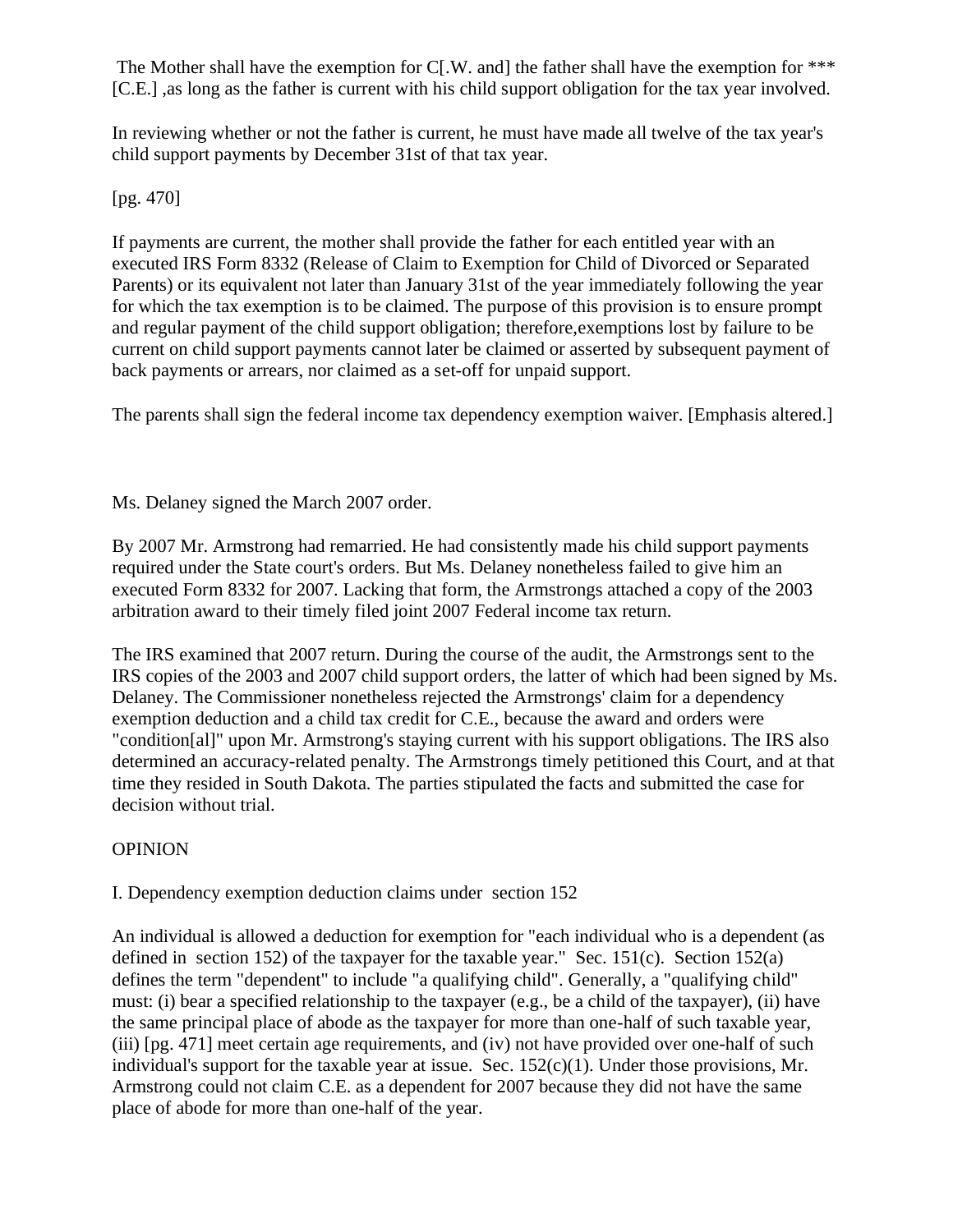The Mother shall have the exemption for C[.W. and] the father shall have the exemption for *** [C.E.] ,as long as the father is current with his child support obligation for the tax year involved.

In reviewing whether or not the father is current, he must have made all twelve of the tax year's child support payments by December 31st of that tax year.

[pg. 470]

If payments are current, the mother shall provide the father for each entitled year with an executed IRS Form 8332 (Release of Claim to Exemption for Child of Divorced or Separated Parents) or its equivalent not later than January 31st of the year immediately following the year for which the tax exemption is to be claimed. The purpose of this provision is to ensure prompt and regular payment of the child support obligation; therefore,exemptions lost by failure to be current on child support payments cannot later be claimed or asserted by subsequent payment of back payments or arrears, nor claimed as a set-off for unpaid support.

The parents shall sign the federal income tax dependency exemption waiver. [Emphasis altered.]

Ms. Delaney signed the March 2007 order.

By 2007 Mr. Armstrong had remarried. He had consistently made his child support payments required under the State court's orders. But Ms. Delaney nonetheless failed to give him an executed Form 8332 for 2007. Lacking that form, the Armstrongs attached a copy of the 2003 arbitration award to their timely filed joint 2007 Federal income tax return.

The IRS examined that 2007 return. During the course of the audit, the Armstrongs sent to the IRS copies of the 2003 and 2007 child support orders, the latter of which had been signed by Ms. Delaney. The Commissioner nonetheless rejected the Armstrongs' claim for a dependency exemption deduction and a child tax credit for C.E., because the award and orders were "condition[al]" upon Mr. Armstrong's staying current with his support obligations. The IRS also determined an accuracy-related penalty. The Armstrongs timely petitioned this Court, and at that time they resided in South Dakota. The parties stipulated the facts and submitted the case for decision without trial.

## OPINION

### I. Dependency exemption deduction claims under section 152

An individual is allowed a deduction for exemption for "each individual who is a dependent (as defined in section 152) of the taxpayer for the taxable year." Sec. 151(c). Section 152(a) defines the term "dependent" to include "a qualifying child". Generally, a "qualifying child" must: (i) bear a specified relationship to the taxpayer (e.g., be a child of the taxpayer), (ii) have the same principal place of abode as the taxpayer for more than one-half of such taxable year, (iii) [pg. 471] meet certain age requirements, and (iv) not have provided over one-half of such individual's support for the taxable year at issue. Sec. 152(c)(1). Under those provisions, Mr. Armstrong could not claim C.E. as a dependent for 2007 because they did not have the same place of abode for more than one-half of the year.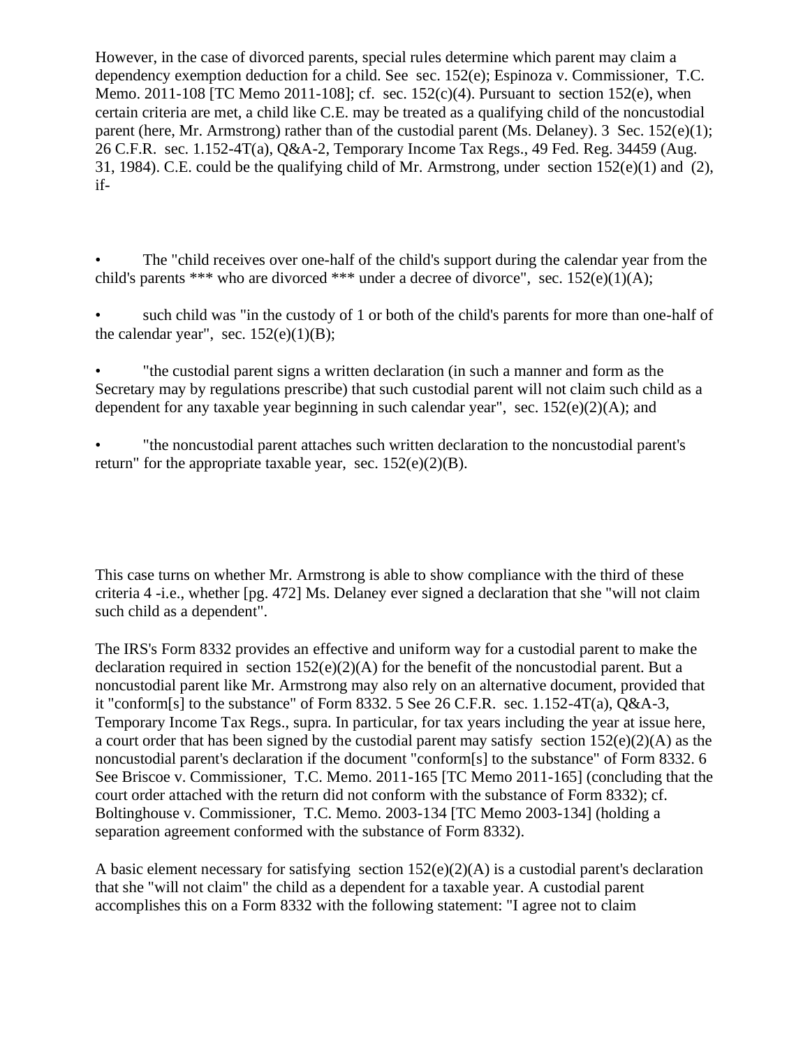However, in the case of divorced parents, special rules determine which parent may claim a dependency exemption deduction for a child. See sec. 152(e); Espinoza v. Commissioner, T.C. Memo. 2011-108 [TC Memo 2011-108]; cf. sec. 152(c)(4). Pursuant to section 152(e), when certain criteria are met, a child like C.E. may be treated as a qualifying child of the noncustodial parent (here, Mr. Armstrong) rather than of the custodial parent (Ms. Delaney). 3 Sec. 152(e)(1); 26 C.F.R. sec. 1.152-4T(a), Q&A-2, Temporary Income Tax Regs., 49 Fed. Reg. 34459 (Aug. 31, 1984). C.E. could be the qualifying child of Mr. Armstrong, under section 152(e)(1) and (2), if-

- The "child receives over one-half of the child's support during the calendar year from the child's parents *** who are divorced *** under a decree of divorce", sec. 152(e)(1)(A);
- such child was "in the custody of 1 or both of the child's parents for more than one-half of the calendar year", sec. 152(e)(1)(B);
- "the custodial parent signs a written declaration (in such a manner and form as the Secretary may by regulations prescribe) that such custodial parent will not claim such child as a dependent for any taxable year beginning in such calendar year", sec. 152(e)(2)(A); and
- "the noncustodial parent attaches such written declaration to the noncustodial parent's return" for the appropriate taxable year, sec. 152(e)(2)(B).

This case turns on whether Mr. Armstrong is able to show compliance with the third of these criteria 4 -i.e., whether [pg. 472] Ms. Delaney ever signed a declaration that she "will not claim such child as a dependent".

The IRS's Form 8332 provides an effective and uniform way for a custodial parent to make the declaration required in section 152(e)(2)(A) for the benefit of the noncustodial parent. But a noncustodial parent like Mr. Armstrong may also rely on an alternative document, provided that it "conform[s] to the substance" of Form 8332. 5 See 26 C.F.R. sec. 1.152-4T(a), Q&A-3, Temporary Income Tax Regs., supra. In particular, for tax years including the year at issue here, a court order that has been signed by the custodial parent may satisfy section 152(e)(2)(A) as the noncustodial parent's declaration if the document "conform[s] to the substance" of Form 8332. 6 See Briscoe v. Commissioner, T.C. Memo. 2011-165 [TC Memo 2011-165] (concluding that the court order attached with the return did not conform with the substance of Form 8332); cf. Boltinghouse v. Commissioner, T.C. Memo. 2003-134 [TC Memo 2003-134] (holding a separation agreement conformed with the substance of Form 8332).

A basic element necessary for satisfying section 152(e)(2)(A) is a custodial parent's declaration that she "will not claim" the child as a dependent for a taxable year. A custodial parent accomplishes this on a Form 8332 with the following statement: "I agree not to claim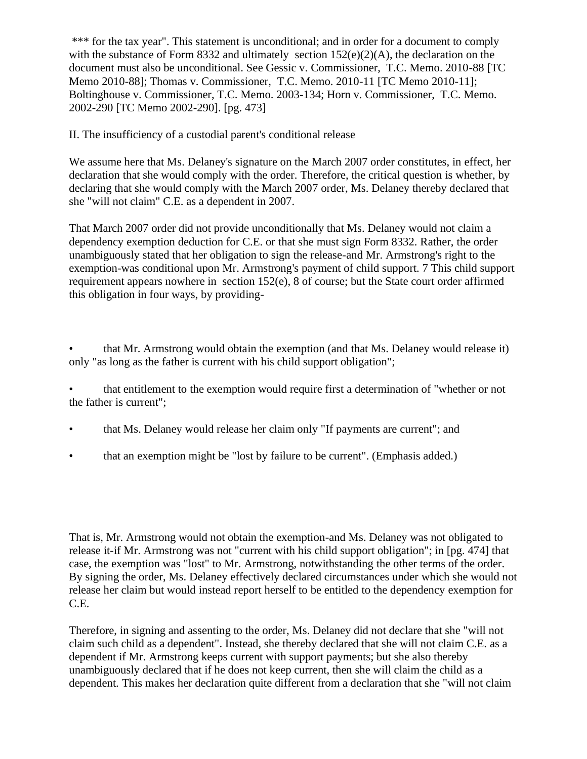*** for the tax year". This statement is unconditional; and in order for a document to comply with the substance of Form 8332 and ultimately section 152(e)(2)(A), the declaration on the document must also be unconditional. See Gessic v. Commissioner, T.C. Memo. 2010-88 [TC Memo 2010-88]; Thomas v. Commissioner, T.C. Memo. 2010-11 [TC Memo 2010-11]; Boltinghouse v. Commissioner, T.C. Memo. 2003-134; Horn v. Commissioner, T.C. Memo. 2002-290 [TC Memo 2002-290]. [pg. 473]

II. The insufficiency of a custodial parent's conditional release

We assume here that Ms. Delaney's signature on the March 2007 order constitutes, in effect, her declaration that she would comply with the order. Therefore, the critical question is whether, by declaring that she would comply with the March 2007 order, Ms. Delaney thereby declared that she "will not claim" C.E. as a dependent in 2007.

That March 2007 order did not provide unconditionally that Ms. Delaney would not claim a dependency exemption deduction for C.E. or that she must sign Form 8332. Rather, the order unambiguously stated that her obligation to sign the release-and Mr. Armstrong's right to the exemption-was conditional upon Mr. Armstrong's payment of child support. 7 This child support requirement appears nowhere in section 152(e), 8 of course; but the State court order affirmed this obligation in four ways, by providing-

- that Mr. Armstrong would obtain the exemption (and that Ms. Delaney would release it) only "as long as the father is current with his child support obligation";
- that entitlement to the exemption would require first a determination of "whether or not the father is current";
- that Ms. Delaney would release her claim only "If payments are current"; and
- that an exemption might be "lost by failure to be current". (Emphasis added.)

That is, Mr. Armstrong would not obtain the exemption-and Ms. Delaney was not obligated to release it-if Mr. Armstrong was not "current with his child support obligation"; in [pg. 474] that case, the exemption was "lost" to Mr. Armstrong, notwithstanding the other terms of the order. By signing the order, Ms. Delaney effectively declared circumstances under which she would not release her claim but would instead report herself to be entitled to the dependency exemption for C.E.

Therefore, in signing and assenting to the order, Ms. Delaney did not declare that she "will not claim such child as a dependent". Instead, she thereby declared that she will not claim C.E. as a dependent if Mr. Armstrong keeps current with support payments; but she also thereby unambiguously declared that if he does not keep current, then she will claim the child as a dependent. This makes her declaration quite different from a declaration that she "will not claim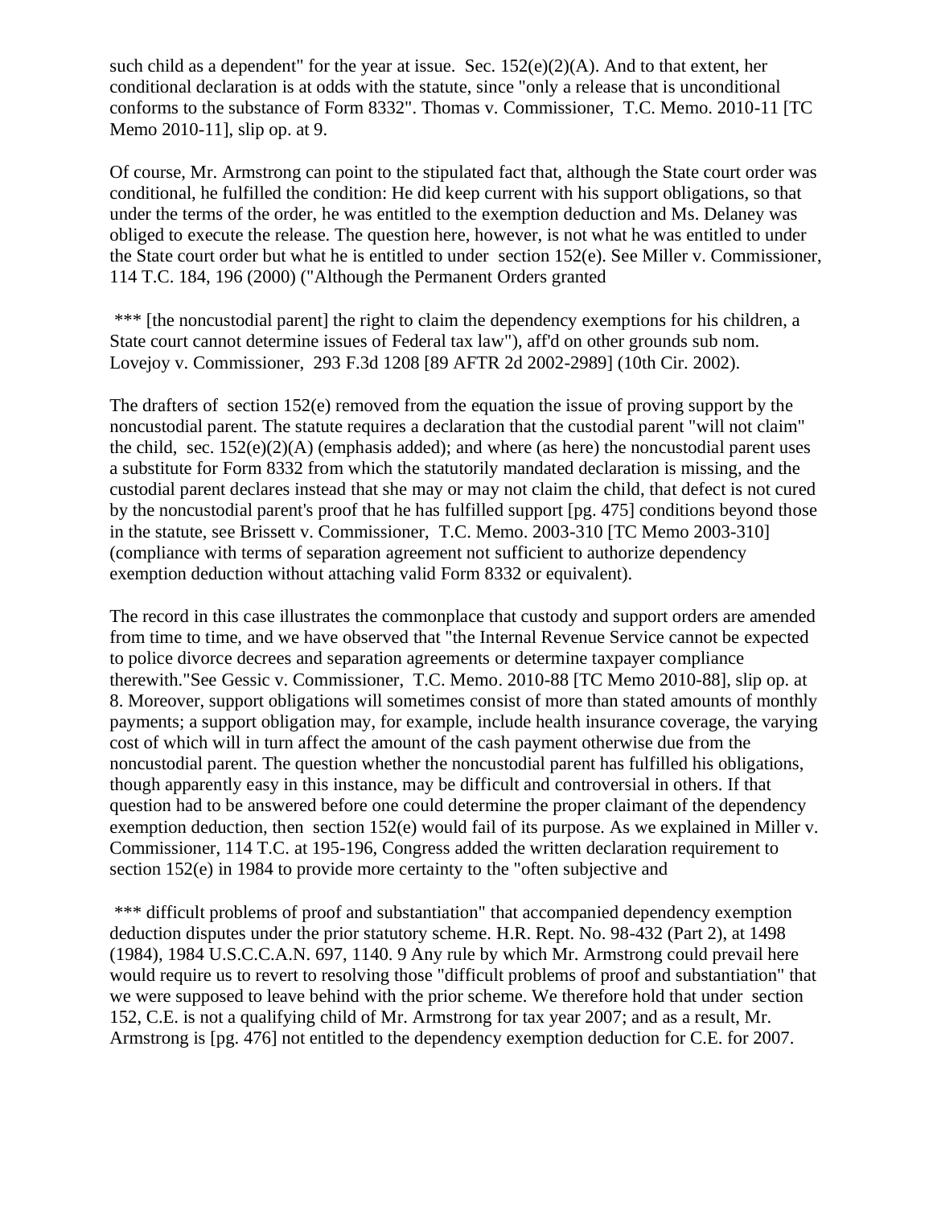such child as a dependent" for the year at issue. Sec. 152(e)(2)(A). And to that extent, her conditional declaration is at odds with the statute, since "only a release that is unconditional conforms to the substance of Form 8332". Thomas v. Commissioner, T.C. Memo. 2010-11 [TC Memo 2010-11], slip op. at 9.

Of course, Mr. Armstrong can point to the stipulated fact that, although the State court order was conditional, he fulfilled the condition: He did keep current with his support obligations, so that under the terms of the order, he was entitled to the exemption deduction and Ms. Delaney was obliged to execute the release. The question here, however, is not what he was entitled to under the State court order but what he is entitled to under section 152(e). See Miller v. Commissioner, 114 T.C. 184, 196 (2000) ("Although the Permanent Orders granted

*** [the noncustodial parent] the right to claim the dependency exemptions for his children, a State court cannot determine issues of Federal tax law"), aff'd on other grounds sub nom. Lovejoy v. Commissioner, 293 F.3d 1208 [89 AFTR 2d 2002-2989] (10th Cir. 2002).

The drafters of section 152(e) removed from the equation the issue of proving support by the noncustodial parent. The statute requires a declaration that the custodial parent "will not claim" the child, sec. 152(e)(2)(A) (emphasis added); and where (as here) the noncustodial parent uses a substitute for Form 8332 from which the statutorily mandated declaration is missing, and the custodial parent declares instead that she may or may not claim the child, that defect is not cured by the noncustodial parent's proof that he has fulfilled support [pg. 475] conditions beyond those in the statute, see Brissett v. Commissioner, T.C. Memo. 2003-310 [TC Memo 2003-310] (compliance with terms of separation agreement not sufficient to authorize dependency exemption deduction without attaching valid Form 8332 or equivalent).

The record in this case illustrates the commonplace that custody and support orders are amended from time to time, and we have observed that "the Internal Revenue Service cannot be expected to police divorce decrees and separation agreements or determine taxpayer compliance therewith."See Gessic v. Commissioner, T.C. Memo. 2010-88 [TC Memo 2010-88], slip op. at 8. Moreover, support obligations will sometimes consist of more than stated amounts of monthly payments; a support obligation may, for example, include health insurance coverage, the varying cost of which will in turn affect the amount of the cash payment otherwise due from the noncustodial parent. The question whether the noncustodial parent has fulfilled his obligations, though apparently easy in this instance, may be difficult and controversial in others. If that question had to be answered before one could determine the proper claimant of the dependency exemption deduction, then section 152(e) would fail of its purpose. As we explained in Miller v. Commissioner, 114 T.C. at 195-196, Congress added the written declaration requirement to section 152(e) in 1984 to provide more certainty to the "often subjective and

*** difficult problems of proof and substantiation" that accompanied dependency exemption deduction disputes under the prior statutory scheme. H.R. Rept. No. 98-432 (Part 2), at 1498 (1984), 1984 U.S.C.C.A.N. 697, 1140. 9 Any rule by which Mr. Armstrong could prevail here would require us to revert to resolving those "difficult problems of proof and substantiation" that we were supposed to leave behind with the prior scheme. We therefore hold that under section 152, C.E. is not a qualifying child of Mr. Armstrong for tax year 2007; and as a result, Mr. Armstrong is [pg. 476] not entitled to the dependency exemption deduction for C.E. for 2007.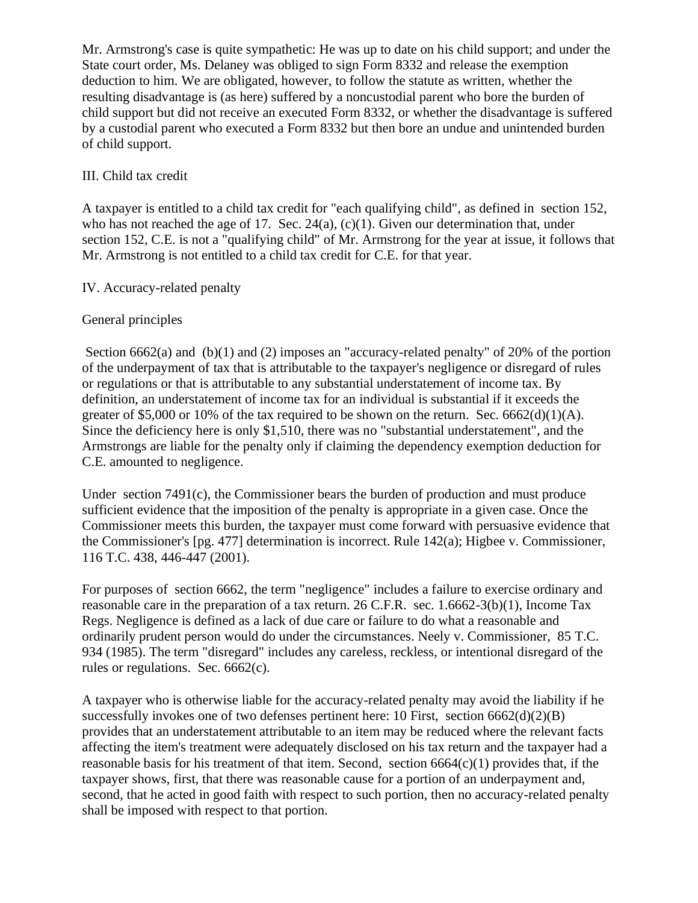Mr. Armstrong's case is quite sympathetic: He was up to date on his child support; and under the State court order, Ms. Delaney was obliged to sign Form 8332 and release the exemption deduction to him. We are obligated, however, to follow the statute as written, whether the resulting disadvantage is (as here) suffered by a noncustodial parent who bore the burden of child support but did not receive an executed Form 8332, or whether the disadvantage is suffered by a custodial parent who executed a Form 8332 but then bore an undue and unintended burden of child support.

## III. Child tax credit

A taxpayer is entitled to a child tax credit for "each qualifying child", as defined in section 152, who has not reached the age of 17. Sec. 24(a), (c)(1). Given our determination that, under section 152, C.E. is not a "qualifying child" of Mr. Armstrong for the year at issue, it follows that Mr. Armstrong is not entitled to a child tax credit for C.E. for that year.

## IV. Accuracy-related penalty

### General principles

Section 6662(a) and (b)(1) and (2) imposes an "accuracy-related penalty" of 20% of the portion of the underpayment of tax that is attributable to the taxpayer's negligence or disregard of rules or regulations or that is attributable to any substantial understatement of income tax. By definition, an understatement of income tax for an individual is substantial if it exceeds the greater of $5,000 or 10% of the tax required to be shown on the return. Sec. 6662(d)(1)(A). Since the deficiency here is only $1,510, there was no "substantial understatement", and the Armstrongs are liable for the penalty only if claiming the dependency exemption deduction for C.E. amounted to negligence.

Under section 7491(c), the Commissioner bears the burden of production and must produce sufficient evidence that the imposition of the penalty is appropriate in a given case. Once the Commissioner meets this burden, the taxpayer must come forward with persuasive evidence that the Commissioner's [pg. 477] determination is incorrect. Rule 142(a); Higbee v. Commissioner, 116 T.C. 438, 446-447 (2001).

For purposes of section 6662, the term "negligence" includes a failure to exercise ordinary and reasonable care in the preparation of a tax return. 26 C.F.R. sec. 1.6662-3(b)(1), Income Tax Regs. Negligence is defined as a lack of due care or failure to do what a reasonable and ordinarily prudent person would do under the circumstances. Neely v. Commissioner, 85 T.C. 934 (1985). The term "disregard" includes any careless, reckless, or intentional disregard of the rules or regulations. Sec. 6662(c).

A taxpayer who is otherwise liable for the accuracy-related penalty may avoid the liability if he successfully invokes one of two defenses pertinent here: 10 First, section 6662(d)(2)(B) provides that an understatement attributable to an item may be reduced where the relevant facts affecting the item's treatment were adequately disclosed on his tax return and the taxpayer had a reasonable basis for his treatment of that item. Second, section 6664(c)(1) provides that, if the taxpayer shows, first, that there was reasonable cause for a portion of an underpayment and, second, that he acted in good faith with respect to such portion, then no accuracy-related penalty shall be imposed with respect to that portion.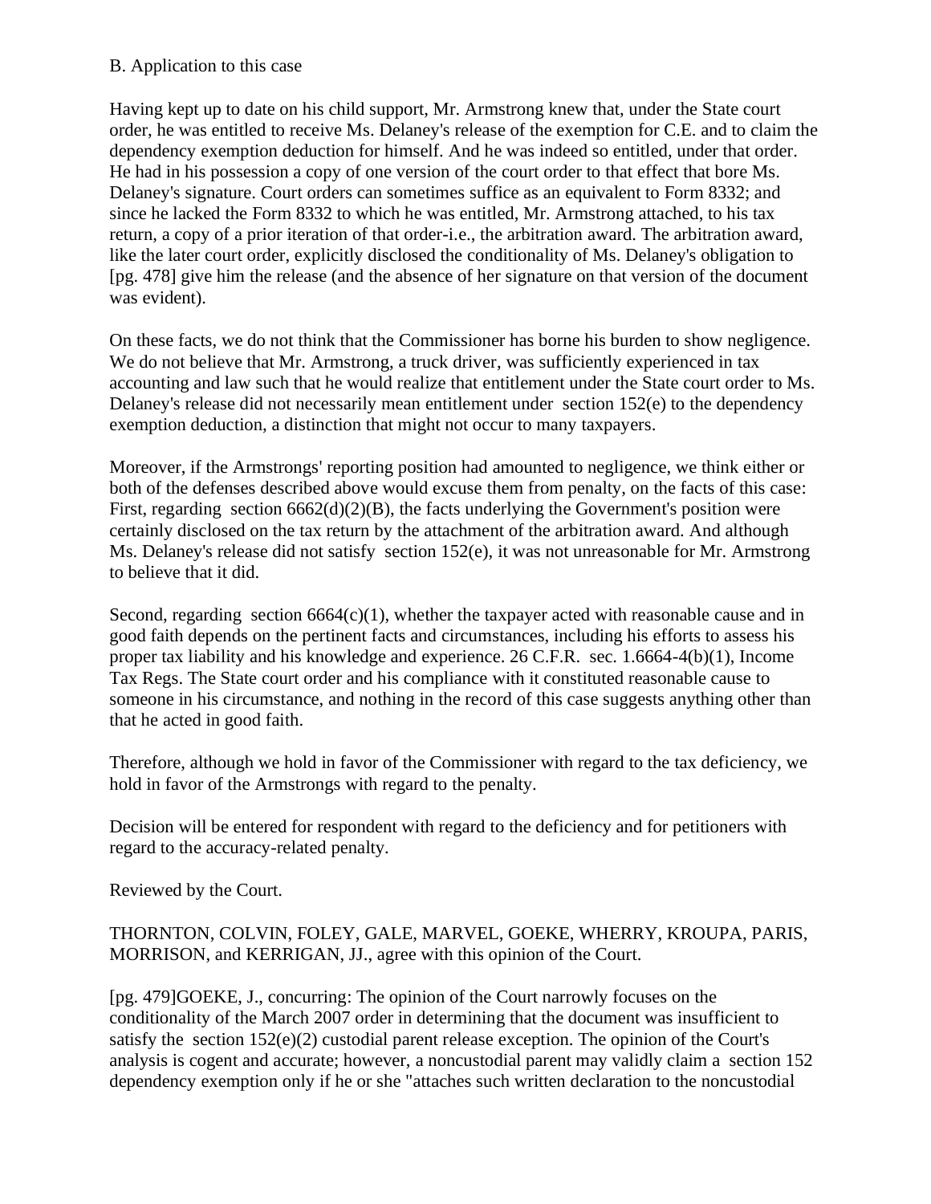B. Application to this case

Having kept up to date on his child support, Mr. Armstrong knew that, under the State court order, he was entitled to receive Ms. Delaney's release of the exemption for C.E. and to claim the dependency exemption deduction for himself. And he was indeed so entitled, under that order. He had in his possession a copy of one version of the court order to that effect that bore Ms. Delaney's signature. Court orders can sometimes suffice as an equivalent to Form 8332; and since he lacked the Form 8332 to which he was entitled, Mr. Armstrong attached, to his tax return, a copy of a prior iteration of that order-i.e., the arbitration award. The arbitration award, like the later court order, explicitly disclosed the conditionality of Ms. Delaney's obligation to [pg. 478] give him the release (and the absence of her signature on that version of the document was evident).

On these facts, we do not think that the Commissioner has borne his burden to show negligence. We do not believe that Mr. Armstrong, a truck driver, was sufficiently experienced in tax accounting and law such that he would realize that entitlement under the State court order to Ms. Delaney's release did not necessarily mean entitlement under section 152(e) to the dependency exemption deduction, a distinction that might not occur to many taxpayers.

Moreover, if the Armstrongs' reporting position had amounted to negligence, we think either or both of the defenses described above would excuse them from penalty, on the facts of this case: First, regarding section 6662(d)(2)(B), the facts underlying the Government's position were certainly disclosed on the tax return by the attachment of the arbitration award. And although Ms. Delaney's release did not satisfy section 152(e), it was not unreasonable for Mr. Armstrong to believe that it did.

Second, regarding section 6664(c)(1), whether the taxpayer acted with reasonable cause and in good faith depends on the pertinent facts and circumstances, including his efforts to assess his proper tax liability and his knowledge and experience. 26 C.F.R. sec. 1.6664-4(b)(1), Income Tax Regs. The State court order and his compliance with it constituted reasonable cause to someone in his circumstance, and nothing in the record of this case suggests anything other than that he acted in good faith.

Therefore, although we hold in favor of the Commissioner with regard to the tax deficiency, we hold in favor of the Armstrongs with regard to the penalty.

Decision will be entered for respondent with regard to the deficiency and for petitioners with regard to the accuracy-related penalty.

Reviewed by the Court.

THORNTON, COLVIN, FOLEY, GALE, MARVEL, GOEKE, WHERRY, KROUPA, PARIS, MORRISON, and KERRIGAN, JJ., agree with this opinion of the Court.

[pg. 479]GOEKE, J., concurring: The opinion of the Court narrowly focuses on the conditionality of the March 2007 order in determining that the document was insufficient to satisfy the section 152(e)(2) custodial parent release exception. The opinion of the Court's analysis is cogent and accurate; however, a noncustodial parent may validly claim a section 152 dependency exemption only if he or she "attaches such written declaration to the noncustodial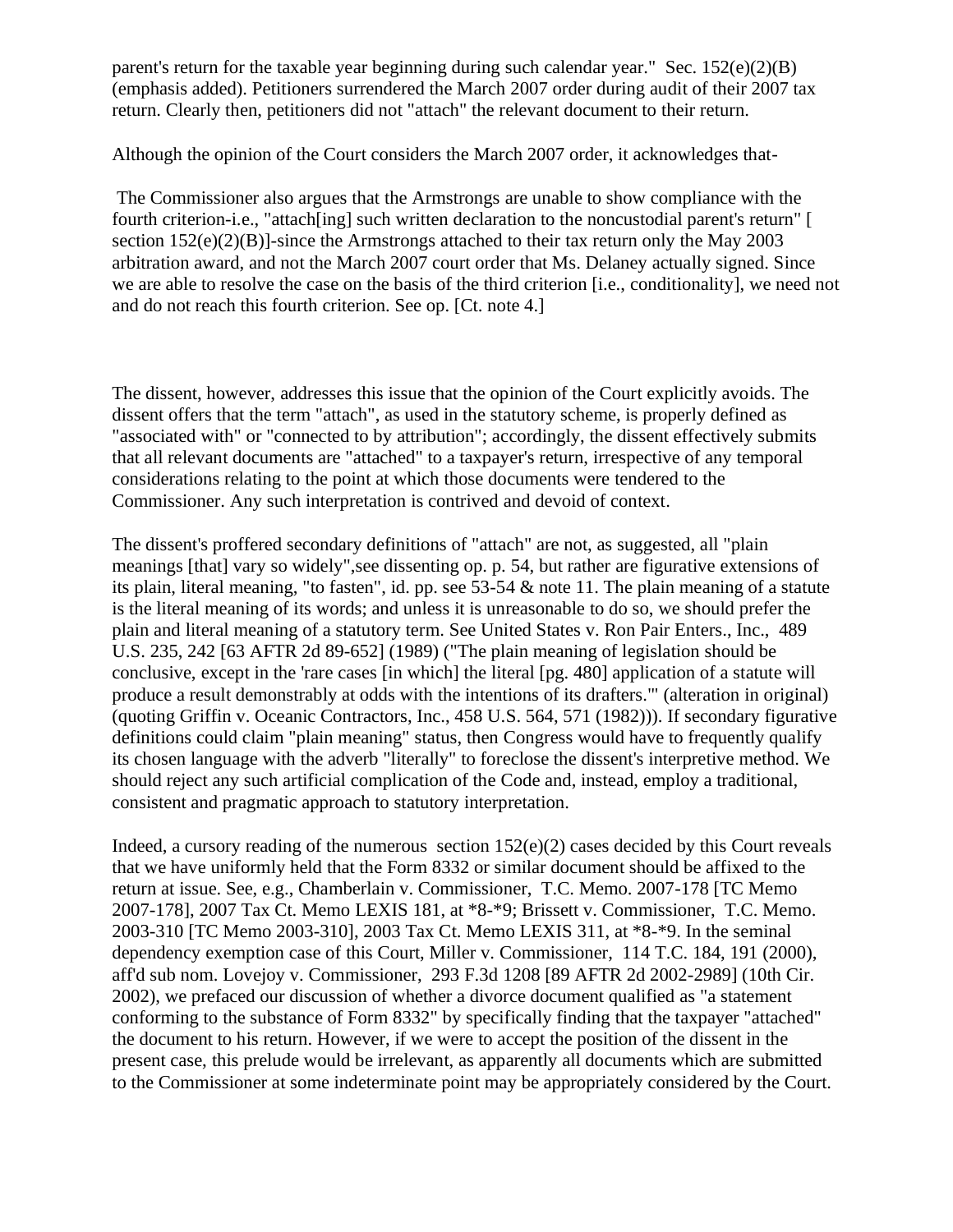parent's return for the taxable year beginning during such calendar year." Sec. 152(e)(2)(B) (emphasis added). Petitioners surrendered the March 2007 order during audit of their 2007 tax return. Clearly then, petitioners did not "attach" the relevant document to their return.

Although the opinion of the Court considers the March 2007 order, it acknowledges that-

> The Commissioner also argues that the Armstrongs are unable to show compliance with the fourth criterion-i.e., "attach[ing] such written declaration to the noncustodial parent's return" [ section 152(e)(2)(B)]-since the Armstrongs attached to their tax return only the May 2003 arbitration award, and not the March 2007 court order that Ms. Delaney actually signed. Since we are able to resolve the case on the basis of the third criterion [i.e., conditionality], we need not and do not reach this fourth criterion. See op. [Ct. note 4.]

The dissent, however, addresses this issue that the opinion of the Court explicitly avoids. The dissent offers that the term "attach", as used in the statutory scheme, is properly defined as "associated with" or "connected to by attribution"; accordingly, the dissent effectively submits that all relevant documents are "attached" to a taxpayer's return, irrespective of any temporal considerations relating to the point at which those documents were tendered to the Commissioner. Any such interpretation is contrived and devoid of context.

The dissent's proffered secondary definitions of "attach" are not, as suggested, all "plain meanings [that] vary so widely",see dissenting op. p. 54, but rather are figurative extensions of its plain, literal meaning, "to fasten", id. pp. see 53-54 & note 11. The plain meaning of a statute is the literal meaning of its words; and unless it is unreasonable to do so, we should prefer the plain and literal meaning of a statutory term. See United States v. Ron Pair Enters., Inc., 489 U.S. 235, 242 [63 AFTR 2d 89-652] (1989) ("The plain meaning of legislation should be conclusive, except in the 'rare cases [in which] the literal [pg. 480] application of a statute will produce a result demonstrably at odds with the intentions of its drafters.'" (alteration in original) (quoting Griffin v. Oceanic Contractors, Inc., 458 U.S. 564, 571 (1982))). If secondary figurative definitions could claim "plain meaning" status, then Congress would have to frequently qualify its chosen language with the adverb "literally" to foreclose the dissent's interpretive method. We should reject any such artificial complication of the Code and, instead, employ a traditional, consistent and pragmatic approach to statutory interpretation.

Indeed, a cursory reading of the numerous section 152(e)(2) cases decided by this Court reveals that we have uniformly held that the Form 8332 or similar document should be affixed to the return at issue. See, e.g., Chamberlain v. Commissioner, T.C. Memo. 2007-178 [TC Memo 2007-178], 2007 Tax Ct. Memo LEXIS 181, at *8-*9; Brissett v. Commissioner, T.C. Memo. 2003-310 [TC Memo 2003-310], 2003 Tax Ct. Memo LEXIS 311, at *8-*9. In the seminal dependency exemption case of this Court, Miller v. Commissioner, 114 T.C. 184, 191 (2000), aff'd sub nom. Lovejoy v. Commissioner, 293 F.3d 1208 [89 AFTR 2d 2002-2989] (10th Cir. 2002), we prefaced our discussion of whether a divorce document qualified as "a statement conforming to the substance of Form 8332" by specifically finding that the taxpayer "attached" the document to his return. However, if we were to accept the position of the dissent in the present case, this prelude would be irrelevant, as apparently all documents which are submitted to the Commissioner at some indeterminate point may be appropriately considered by the Court.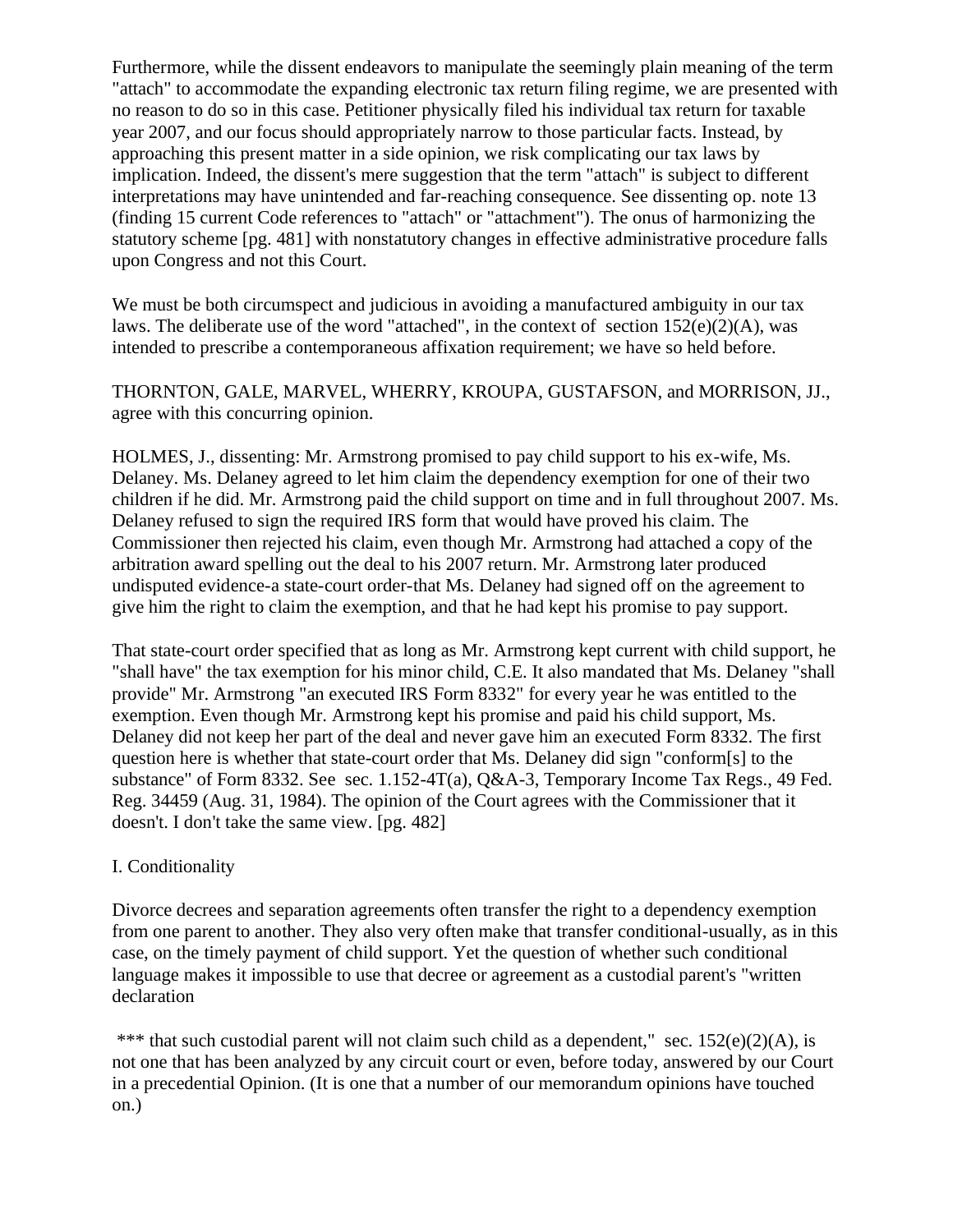Furthermore, while the dissent endeavors to manipulate the seemingly plain meaning of the term "attach" to accommodate the expanding electronic tax return filing regime, we are presented with no reason to do so in this case. Petitioner physically filed his individual tax return for taxable year 2007, and our focus should appropriately narrow to those particular facts. Instead, by approaching this present matter in a side opinion, we risk complicating our tax laws by implication. Indeed, the dissent's mere suggestion that the term "attach" is subject to different interpretations may have unintended and far-reaching consequence. See dissenting op. note 13 (finding 15 current Code references to "attach" or "attachment"). The onus of harmonizing the statutory scheme [pg. 481] with nonstatutory changes in effective administrative procedure falls upon Congress and not this Court.

We must be both circumspect and judicious in avoiding a manufactured ambiguity in our tax laws. The deliberate use of the word "attached", in the context of section 152(e)(2)(A), was intended to prescribe a contemporaneous affixation requirement; we have so held before.

THORNTON, GALE, MARVEL, WHERRY, KROUPA, GUSTAFSON, and MORRISON, JJ., agree with this concurring opinion.

HOLMES, J., dissenting: Mr. Armstrong promised to pay child support to his ex-wife, Ms. Delaney. Ms. Delaney agreed to let him claim the dependency exemption for one of their two children if he did. Mr. Armstrong paid the child support on time and in full throughout 2007. Ms. Delaney refused to sign the required IRS form that would have proved his claim. The Commissioner then rejected his claim, even though Mr. Armstrong had attached a copy of the arbitration award spelling out the deal to his 2007 return. Mr. Armstrong later produced undisputed evidence-a state-court order-that Ms. Delaney had signed off on the agreement to give him the right to claim the exemption, and that he had kept his promise to pay support.

That state-court order specified that as long as Mr. Armstrong kept current with child support, he "shall have" the tax exemption for his minor child, C.E. It also mandated that Ms. Delaney "shall provide" Mr. Armstrong "an executed IRS Form 8332" for every year he was entitled to the exemption. Even though Mr. Armstrong kept his promise and paid his child support, Ms. Delaney did not keep her part of the deal and never gave him an executed Form 8332. The first question here is whether that state-court order that Ms. Delaney did sign "conform[s] to the substance" of Form 8332. See sec. 1.152-4T(a), Q&A-3, Temporary Income Tax Regs., 49 Fed. Reg. 34459 (Aug. 31, 1984). The opinion of the Court agrees with the Commissioner that it doesn't. I don't take the same view. [pg. 482]

I. Conditionality

Divorce decrees and separation agreements often transfer the right to a dependency exemption from one parent to another. They also very often make that transfer conditional-usually, as in this case, on the timely payment of child support. Yet the question of whether such conditional language makes it impossible to use that decree or agreement as a custodial parent's "written declaration

*** that such custodial parent will not claim such child as a dependent," sec. 152(e)(2)(A), is not one that has been analyzed by any circuit court or even, before today, answered by our Court in a precedential Opinion. (It is one that a number of our memorandum opinions have touched on.)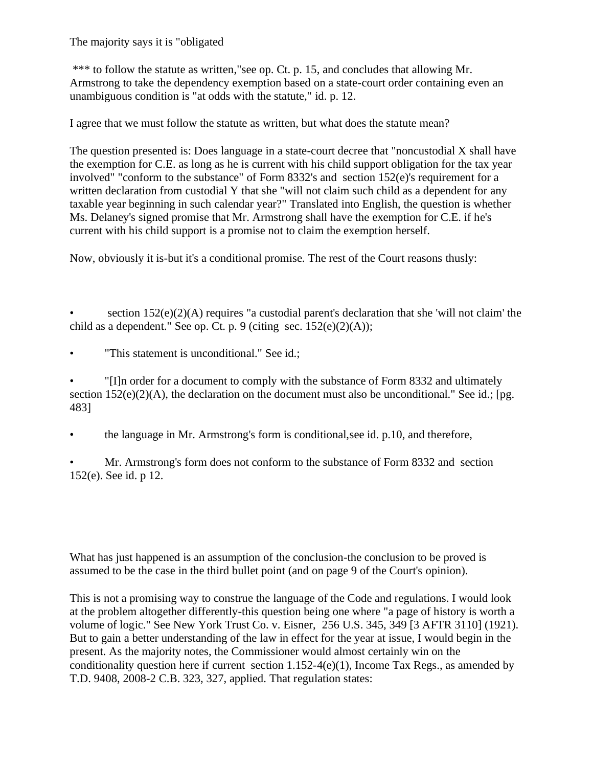The majority says it is "obligated

*** to follow the statute as written,"see op. Ct. p. 15, and concludes that allowing Mr. Armstrong to take the dependency exemption based on a state-court order containing even an unambiguous condition is "at odds with the statute," id. p. 12.

I agree that we must follow the statute as written, but what does the statute mean?

The question presented is: Does language in a state-court decree that "noncustodial X shall have the exemption for C.E. as long as he is current with his child support obligation for the tax year involved" "conform to the substance" of Form 8332's and section 152(e)'s requirement for a written declaration from custodial Y that she "will not claim such child as a dependent for any taxable year beginning in such calendar year?" Translated into English, the question is whether Ms. Delaney's signed promise that Mr. Armstrong shall have the exemption for C.E. if he's current with his child support is a promise not to claim the exemption herself.

Now, obviously it is-but it's a conditional promise. The rest of the Court reasons thusly:

- section 152(e)(2)(A) requires "a custodial parent's declaration that she 'will not claim' the child as a dependent." See op. Ct. p. 9 (citing sec. 152(e)(2)(A));
- "This statement is unconditional." See id.;
- "[I]n order for a document to comply with the substance of Form 8332 and ultimately section 152(e)(2)(A), the declaration on the document must also be unconditional." See id.; [pg. 483]
- the language in Mr. Armstrong's form is conditional,see id. p.10, and therefore,
- Mr. Armstrong's form does not conform to the substance of Form 8332 and section 152(e). See id. p 12.

What has just happened is an assumption of the conclusion-the conclusion to be proved is assumed to be the case in the third bullet point (and on page 9 of the Court's opinion).

This is not a promising way to construe the language of the Code and regulations. I would look at the problem altogether differently-this question being one where "a page of history is worth a volume of logic." See New York Trust Co. v. Eisner, 256 U.S. 345, 349 [3 AFTR 3110] (1921). But to gain a better understanding of the law in effect for the year at issue, I would begin in the present. As the majority notes, the Commissioner would almost certainly win on the conditionality question here if current section 1.152-4(e)(1), Income Tax Regs., as amended by T.D. 9408, 2008-2 C.B. 323, 327, applied. That regulation states: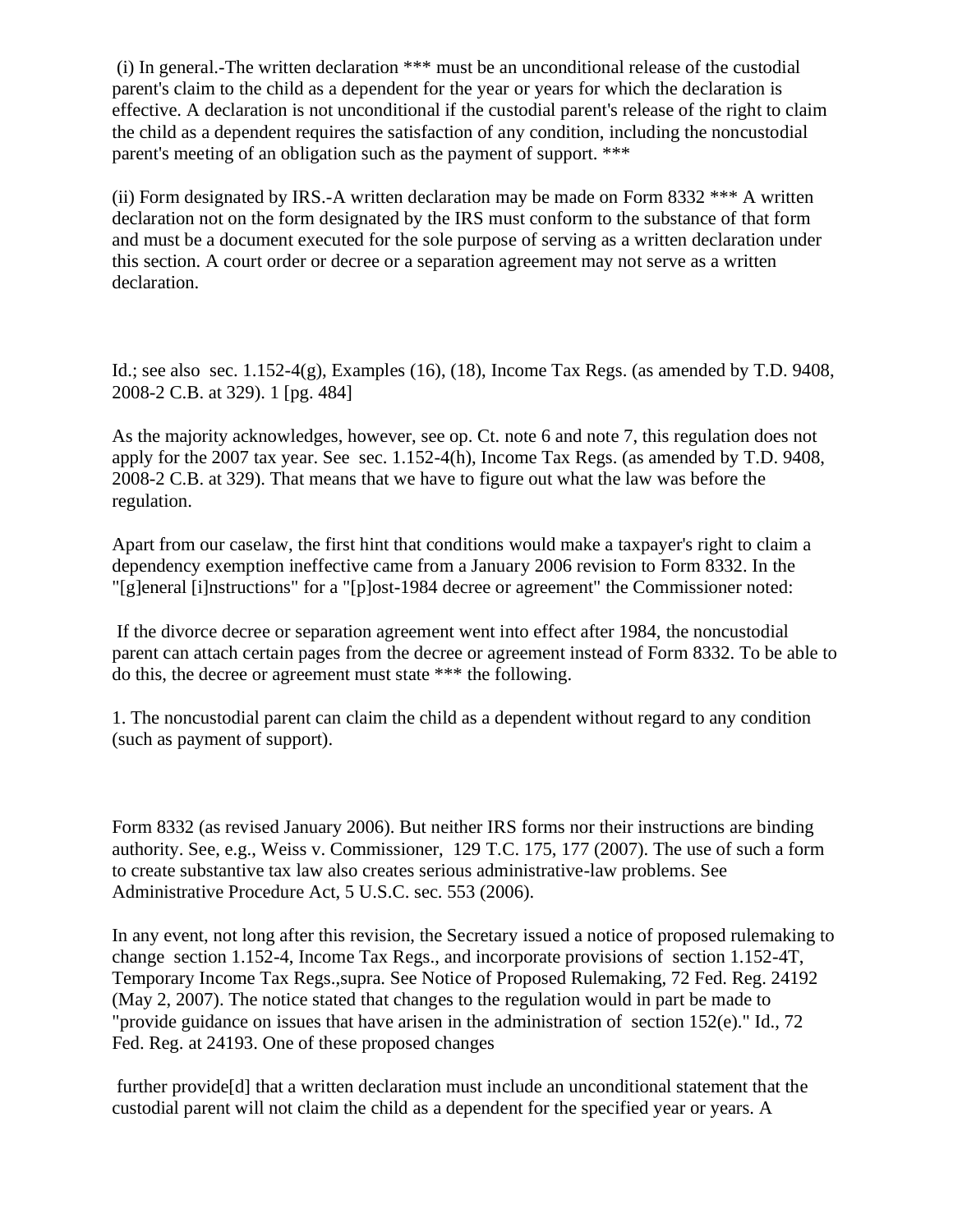(i) In general.-The written declaration *** must be an unconditional release of the custodial parent's claim to the child as a dependent for the year or years for which the declaration is effective. A declaration is not unconditional if the custodial parent's release of the right to claim the child as a dependent requires the satisfaction of any condition, including the noncustodial parent's meeting of an obligation such as the payment of support. ***

(ii) Form designated by IRS.-A written declaration may be made on Form 8332 *** A written declaration not on the form designated by the IRS must conform to the substance of that form and must be a document executed for the sole purpose of serving as a written declaration under this section. A court order or decree or a separation agreement may not serve as a written declaration.

Id.; see also sec. 1.152-4(g), Examples (16), (18), Income Tax Regs. (as amended by T.D. 9408, 2008-2 C.B. at 329). 1 [pg. 484]

As the majority acknowledges, however, see op. Ct. note 6 and note 7, this regulation does not apply for the 2007 tax year. See sec. 1.152-4(h), Income Tax Regs. (as amended by T.D. 9408, 2008-2 C.B. at 329). That means that we have to figure out what the law was before the regulation.

Apart from our caselaw, the first hint that conditions would make a taxpayer's right to claim a dependency exemption ineffective came from a January 2006 revision to Form 8332. In the "[g]eneral [i]nstructions" for a "[p]ost-1984 decree or agreement" the Commissioner noted:

If the divorce decree or separation agreement went into effect after 1984, the noncustodial parent can attach certain pages from the decree or agreement instead of Form 8332. To be able to do this, the decree or agreement must state *** the following.

1. The noncustodial parent can claim the child as a dependent without regard to any condition (such as payment of support).

Form 8332 (as revised January 2006). But neither IRS forms nor their instructions are binding authority. See, e.g., Weiss v. Commissioner, 129 T.C. 175, 177 (2007). The use of such a form to create substantive tax law also creates serious administrative-law problems. See Administrative Procedure Act, 5 U.S.C. sec. 553 (2006).

In any event, not long after this revision, the Secretary issued a notice of proposed rulemaking to change section 1.152-4, Income Tax Regs., and incorporate provisions of section 1.152-4T, Temporary Income Tax Regs.,supra. See Notice of Proposed Rulemaking, 72 Fed. Reg. 24192 (May 2, 2007). The notice stated that changes to the regulation would in part be made to "provide guidance on issues that have arisen in the administration of section 152(e)." Id., 72 Fed. Reg. at 24193. One of these proposed changes

further provide[d] that a written declaration must include an unconditional statement that the custodial parent will not claim the child as a dependent for the specified year or years. A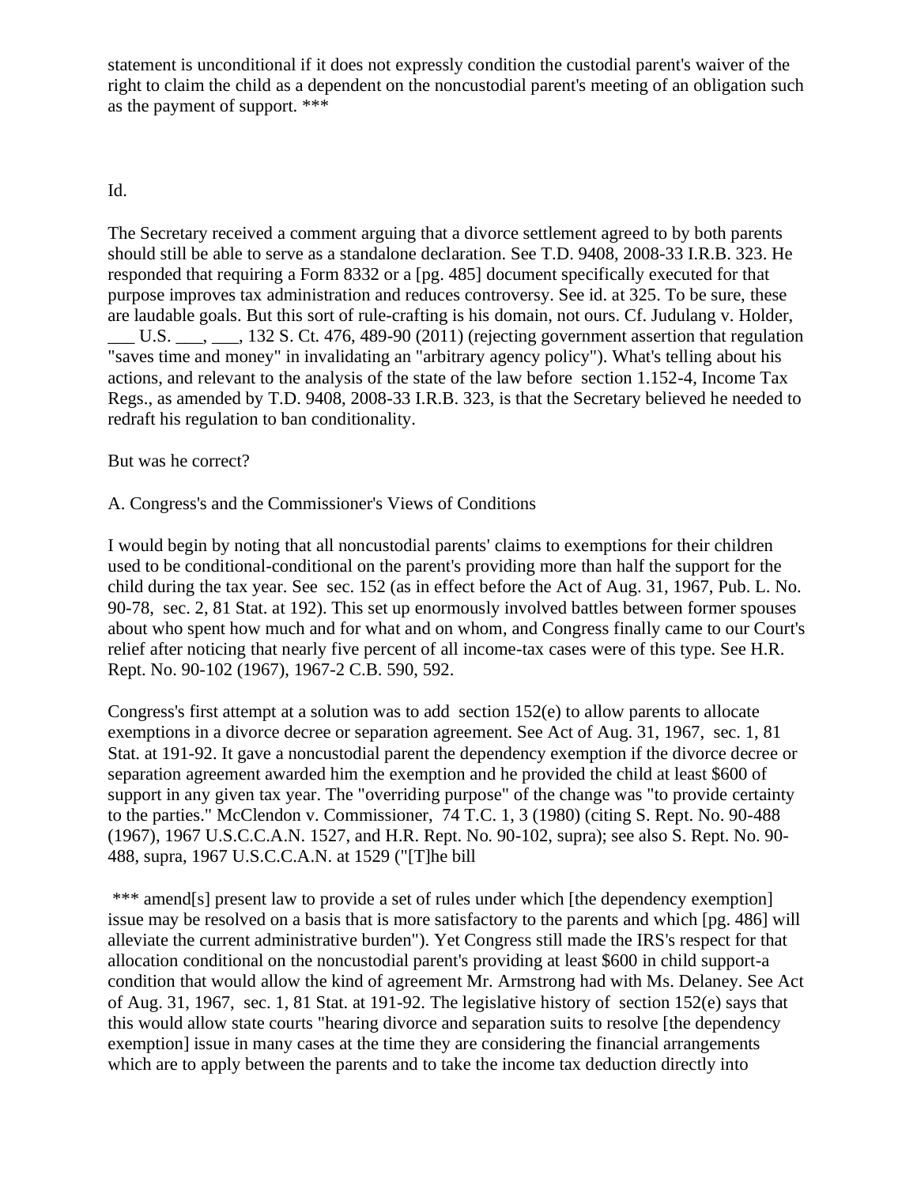statement is unconditional if it does not expressly condition the custodial parent's waiver of the right to claim the child as a dependent on the noncustodial parent's meeting of an obligation such as the payment of support. ***

Id.

The Secretary received a comment arguing that a divorce settlement agreed to by both parents should still be able to serve as a standalone declaration. See T.D. 9408, 2008-33 I.R.B. 323. He responded that requiring a Form 8332 or a [pg. 485] document specifically executed for that purpose improves tax administration and reduces controversy. See id. at 325. To be sure, these are laudable goals. But this sort of rule-crafting is his domain, not ours. Cf. Judulang v. Holder, ___ U.S. ___, ___, 132 S. Ct. 476, 489-90 (2011) (rejecting government assertion that regulation "saves time and money" in invalidating an "arbitrary agency policy"). What's telling about his actions, and relevant to the analysis of the state of the law before section 1.152-4, Income Tax Regs., as amended by T.D. 9408, 2008-33 I.R.B. 323, is that the Secretary believed he needed to redraft his regulation to ban conditionality.

But was he correct?

A. Congress's and the Commissioner's Views of Conditions

I would begin by noting that all noncustodial parents' claims to exemptions for their children used to be conditional-conditional on the parent's providing more than half the support for the child during the tax year. See sec. 152 (as in effect before the Act of Aug. 31, 1967, Pub. L. No. 90-78, sec. 2, 81 Stat. at 192). This set up enormously involved battles between former spouses about who spent how much and for what and on whom, and Congress finally came to our Court's relief after noticing that nearly five percent of all income-tax cases were of this type. See H.R. Rept. No. 90-102 (1967), 1967-2 C.B. 590, 592.

Congress's first attempt at a solution was to add section 152(e) to allow parents to allocate exemptions in a divorce decree or separation agreement. See Act of Aug. 31, 1967, sec. 1, 81 Stat. at 191-92. It gave a noncustodial parent the dependency exemption if the divorce decree or separation agreement awarded him the exemption and he provided the child at least $600 of support in any given tax year. The "overriding purpose" of the change was "to provide certainty to the parties." McClendon v. Commissioner, 74 T.C. 1, 3 (1980) (citing S. Rept. No. 90-488 (1967), 1967 U.S.C.C.A.N. 1527, and H.R. Rept. No. 90-102, supra); see also S. Rept. No. 90-488, supra, 1967 U.S.C.C.A.N. at 1529 ("[T]he bill

*** amend[s] present law to provide a set of rules under which [the dependency exemption] issue may be resolved on a basis that is more satisfactory to the parents and which [pg. 486] will alleviate the current administrative burden"). Yet Congress still made the IRS's respect for that allocation conditional on the noncustodial parent's providing at least $600 in child support-a condition that would allow the kind of agreement Mr. Armstrong had with Ms. Delaney. See Act of Aug. 31, 1967, sec. 1, 81 Stat. at 191-92. The legislative history of section 152(e) says that this would allow state courts "hearing divorce and separation suits to resolve [the dependency exemption] issue in many cases at the time they are considering the financial arrangements which are to apply between the parents and to take the income tax deduction directly into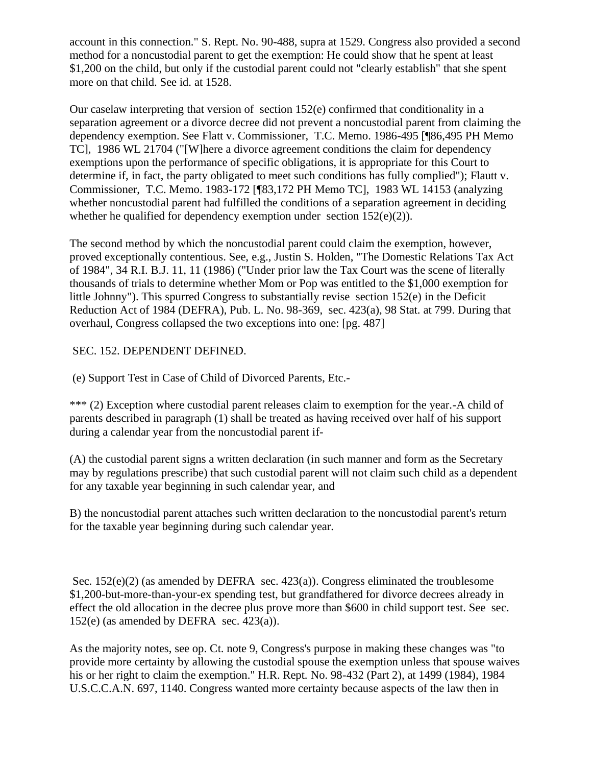account in this connection." S. Rept. No. 90-488, supra at 1529. Congress also provided a second method for a noncustodial parent to get the exemption: He could show that he spent at least $1,200 on the child, but only if the custodial parent could not "clearly establish" that she spent more on that child. See id. at 1528.

Our caselaw interpreting that version of section 152(e) confirmed that conditionality in a separation agreement or a divorce decree did not prevent a noncustodial parent from claiming the dependency exemption. See Flatt v. Commissioner, T.C. Memo. 1986-495 [¶86,495 PH Memo TC], 1986 WL 21704 ("[W]here a divorce agreement conditions the claim for dependency exemptions upon the performance of specific obligations, it is appropriate for this Court to determine if, in fact, the party obligated to meet such conditions has fully complied"); Flautt v. Commissioner, T.C. Memo. 1983-172 [¶83,172 PH Memo TC], 1983 WL 14153 (analyzing whether noncustodial parent had fulfilled the conditions of a separation agreement in deciding whether he qualified for dependency exemption under section 152(e)(2)).

The second method by which the noncustodial parent could claim the exemption, however, proved exceptionally contentious. See, e.g., Justin S. Holden, "The Domestic Relations Tax Act of 1984", 34 R.I. B.J. 11, 11 (1986) ("Under prior law the Tax Court was the scene of literally thousands of trials to determine whether Mom or Pop was entitled to the $1,000 exemption for little Johnny"). This spurred Congress to substantially revise section 152(e) in the Deficit Reduction Act of 1984 (DEFRA), Pub. L. No. 98-369, sec. 423(a), 98 Stat. at 799. During that overhaul, Congress collapsed the two exceptions into one: [pg. 487]

SEC. 152. DEPENDENT DEFINED.

(e) Support Test in Case of Child of Divorced Parents, Etc.-

*** (2) Exception where custodial parent releases claim to exemption for the year.-A child of parents described in paragraph (1) shall be treated as having received over half of his support during a calendar year from the noncustodial parent if-

(A) the custodial parent signs a written declaration (in such manner and form as the Secretary may by regulations prescribe) that such custodial parent will not claim such child as a dependent for any taxable year beginning in such calendar year, and

B) the noncustodial parent attaches such written declaration to the noncustodial parent's return for the taxable year beginning during such calendar year.

Sec. 152(e)(2) (as amended by DEFRA sec. 423(a)). Congress eliminated the troublesome $1,200-but-more-than-your-ex spending test, but grandfathered for divorce decrees already in effect the old allocation in the decree plus prove more than $600 in child support test. See sec. 152(e) (as amended by DEFRA sec. 423(a)).

As the majority notes, see op. Ct. note 9, Congress's purpose in making these changes was "to provide more certainty by allowing the custodial spouse the exemption unless that spouse waives his or her right to claim the exemption." H.R. Rept. No. 98-432 (Part 2), at 1499 (1984), 1984 U.S.C.C.A.N. 697, 1140. Congress wanted more certainty because aspects of the law then in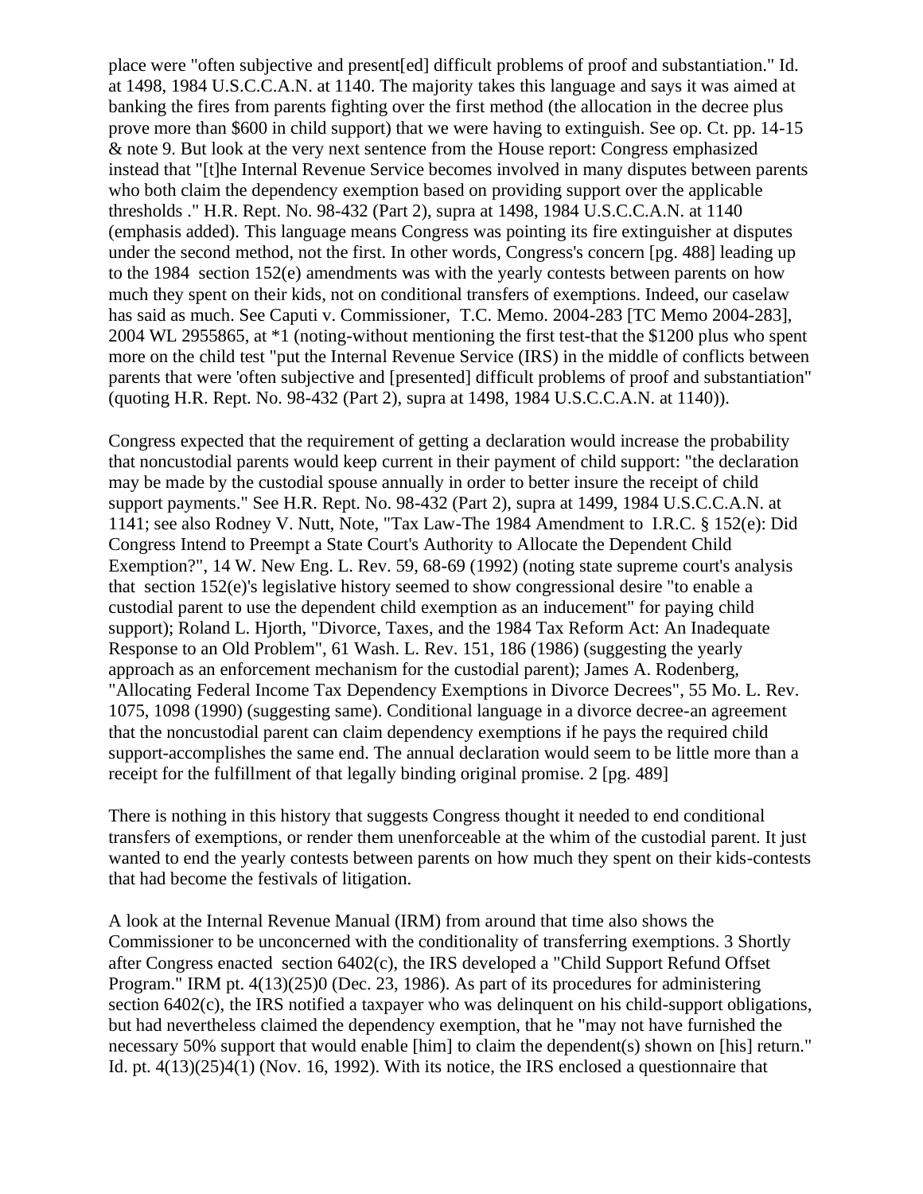place were "often subjective and present[ed] difficult problems of proof and substantiation." Id. at 1498, 1984 U.S.C.C.A.N. at 1140. The majority takes this language and says it was aimed at banking the fires from parents fighting over the first method (the allocation in the decree plus prove more than $600 in child support) that we were having to extinguish. See op. Ct. pp. 14-15 & note 9. But look at the very next sentence from the House report: Congress emphasized instead that "[t]he Internal Revenue Service becomes involved in many disputes between parents who both claim the dependency exemption based on providing support over the applicable thresholds ." H.R. Rept. No. 98-432 (Part 2), supra at 1498, 1984 U.S.C.C.A.N. at 1140 (emphasis added). This language means Congress was pointing its fire extinguisher at disputes under the second method, not the first. In other words, Congress's concern [pg. 488] leading up to the 1984 section 152(e) amendments was with the yearly contests between parents on how much they spent on their kids, not on conditional transfers of exemptions. Indeed, our caselaw has said as much. See Caputi v. Commissioner, T.C. Memo. 2004-283 [TC Memo 2004-283], 2004 WL 2955865, at *1 (noting-without mentioning the first test-that the $1200 plus who spent more on the child test "put the Internal Revenue Service (IRS) in the middle of conflicts between parents that were 'often subjective and [presented] difficult problems of proof and substantiation" (quoting H.R. Rept. No. 98-432 (Part 2), supra at 1498, 1984 U.S.C.C.A.N. at 1140)).

Congress expected that the requirement of getting a declaration would increase the probability that noncustodial parents would keep current in their payment of child support: "the declaration may be made by the custodial spouse annually in order to better insure the receipt of child support payments." See H.R. Rept. No. 98-432 (Part 2), supra at 1499, 1984 U.S.C.C.A.N. at 1141; see also Rodney V. Nutt, Note, "Tax Law-The 1984 Amendment to I.R.C. § 152(e): Did Congress Intend to Preempt a State Court's Authority to Allocate the Dependent Child Exemption?", 14 W. New Eng. L. Rev. 59, 68-69 (1992) (noting state supreme court's analysis that section 152(e)'s legislative history seemed to show congressional desire "to enable a custodial parent to use the dependent child exemption as an inducement" for paying child support); Roland L. Hjorth, "Divorce, Taxes, and the 1984 Tax Reform Act: An Inadequate Response to an Old Problem", 61 Wash. L. Rev. 151, 186 (1986) (suggesting the yearly approach as an enforcement mechanism for the custodial parent); James A. Rodenberg, "Allocating Federal Income Tax Dependency Exemptions in Divorce Decrees", 55 Mo. L. Rev. 1075, 1098 (1990) (suggesting same). Conditional language in a divorce decree-an agreement that the noncustodial parent can claim dependency exemptions if he pays the required child support-accomplishes the same end. The annual declaration would seem to be little more than a receipt for the fulfillment of that legally binding original promise. 2 [pg. 489]

There is nothing in this history that suggests Congress thought it needed to end conditional transfers of exemptions, or render them unenforceable at the whim of the custodial parent. It just wanted to end the yearly contests between parents on how much they spent on their kids-contests that had become the festivals of litigation.

A look at the Internal Revenue Manual (IRM) from around that time also shows the Commissioner to be unconcerned with the conditionality of transferring exemptions. 3 Shortly after Congress enacted section 6402(c), the IRS developed a "Child Support Refund Offset Program." IRM pt. 4(13)(25)0 (Dec. 23, 1986). As part of its procedures for administering section 6402(c), the IRS notified a taxpayer who was delinquent on his child-support obligations, but had nevertheless claimed the dependency exemption, that he "may not have furnished the necessary 50% support that would enable [him] to claim the dependent(s) shown on [his] return." Id. pt. 4(13)(25)4(1) (Nov. 16, 1992). With its notice, the IRS enclosed a questionnaire that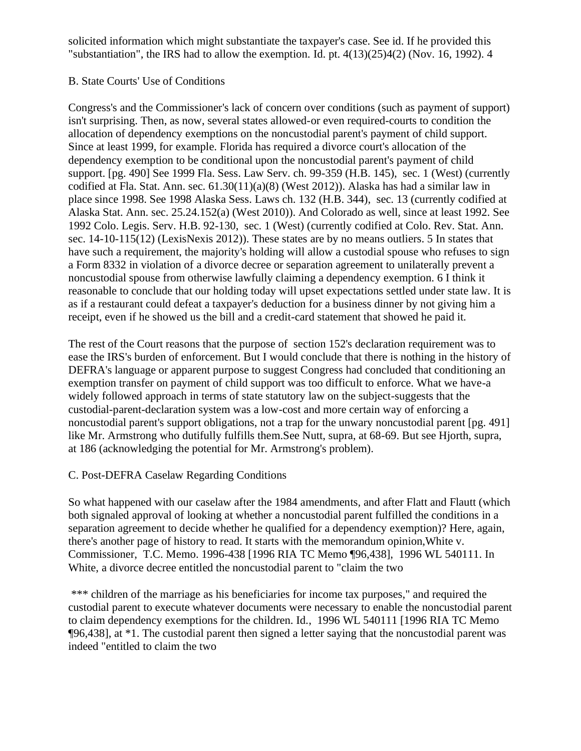solicited information which might substantiate the taxpayer's case. See id. If he provided this "substantiation", the IRS had to allow the exemption. Id. pt. 4(13)(25)4(2) (Nov. 16, 1992). 4

## B. State Courts' Use of Conditions

Congress's and the Commissioner's lack of concern over conditions (such as payment of support) isn't surprising. Then, as now, several states allowed-or even required-courts to condition the allocation of dependency exemptions on the noncustodial parent's payment of child support. Since at least 1999, for example. Florida has required a divorce court's allocation of the dependency exemption to be conditional upon the noncustodial parent's payment of child support. [pg. 490] See 1999 Fla. Sess. Law Serv. ch. 99-359 (H.B. 145), sec. 1 (West) (currently codified at Fla. Stat. Ann. sec. 61.30(11)(a)(8) (West 2012)). Alaska has had a similar law in place since 1998. See 1998 Alaska Sess. Laws ch. 132 (H.B. 344), sec. 13 (currently codified at Alaska Stat. Ann. sec. 25.24.152(a) (West 2010)). And Colorado as well, since at least 1992. See 1992 Colo. Legis. Serv. H.B. 92-130, sec. 1 (West) (currently codified at Colo. Rev. Stat. Ann. sec. 14-10-115(12) (LexisNexis 2012)). These states are by no means outliers. 5 In states that have such a requirement, the majority's holding will allow a custodial spouse who refuses to sign a Form 8332 in violation of a divorce decree or separation agreement to unilaterally prevent a noncustodial spouse from otherwise lawfully claiming a dependency exemption. 6 I think it reasonable to conclude that our holding today will upset expectations settled under state law. It is as if a restaurant could defeat a taxpayer's deduction for a business dinner by not giving him a receipt, even if he showed us the bill and a credit-card statement that showed he paid it.

The rest of the Court reasons that the purpose of section 152's declaration requirement was to ease the IRS's burden of enforcement. But I would conclude that there is nothing in the history of DEFRA's language or apparent purpose to suggest Congress had concluded that conditioning an exemption transfer on payment of child support was too difficult to enforce. What we have-a widely followed approach in terms of state statutory law on the subject-suggests that the custodial-parent-declaration system was a low-cost and more certain way of enforcing a noncustodial parent's support obligations, not a trap for the unwary noncustodial parent [pg. 491] like Mr. Armstrong who dutifully fulfills them.See Nutt, supra, at 68-69. But see Hjorth, supra, at 186 (acknowledging the potential for Mr. Armstrong's problem).

## C. Post-DEFRA Caselaw Regarding Conditions

So what happened with our caselaw after the 1984 amendments, and after Flatt and Flautt (which both signaled approval of looking at whether a noncustodial parent fulfilled the conditions in a separation agreement to decide whether he qualified for a dependency exemption)? Here, again, there's another page of history to read. It starts with the memorandum opinion,White v. Commissioner, T.C. Memo. 1996-438 [1996 RIA TC Memo ¶96,438], 1996 WL 540111. In White, a divorce decree entitled the noncustodial parent to "claim the two

*** children of the marriage as his beneficiaries for income tax purposes," and required the custodial parent to execute whatever documents were necessary to enable the noncustodial parent to claim dependency exemptions for the children. Id., 1996 WL 540111 [1996 RIA TC Memo ¶96,438], at *1. The custodial parent then signed a letter saying that the noncustodial parent was indeed "entitled to claim the two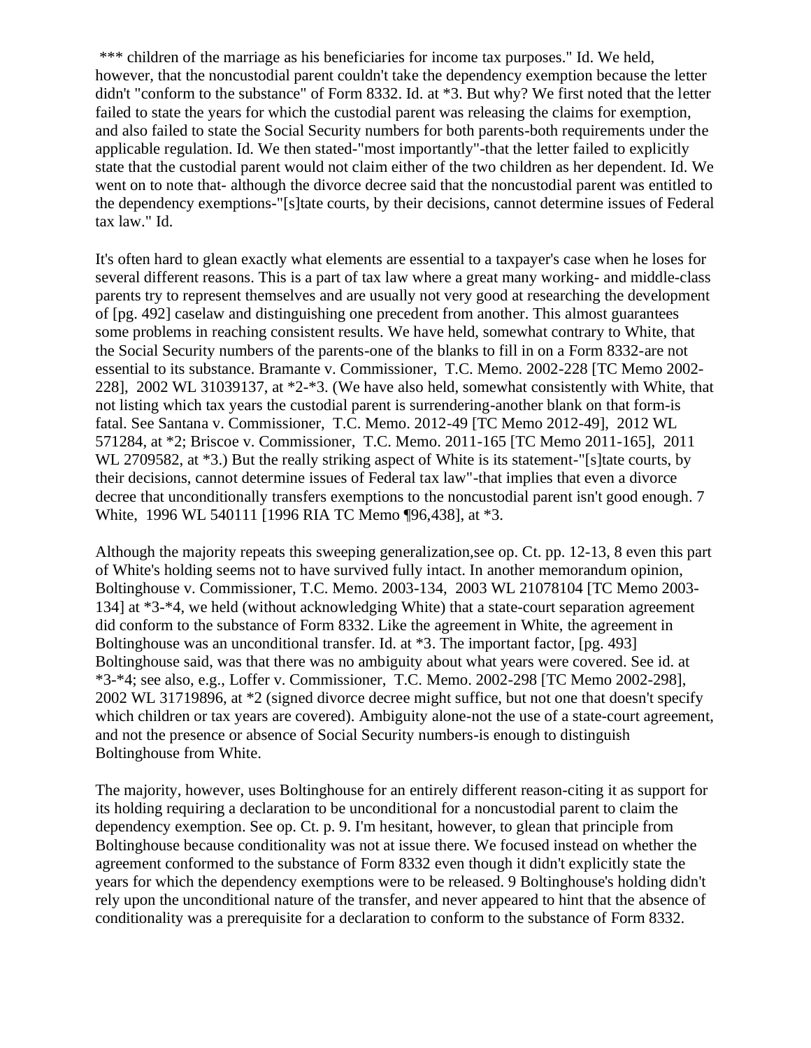*** children of the marriage as his beneficiaries for income tax purposes." Id. We held, however, that the noncustodial parent couldn't take the dependency exemption because the letter didn't "conform to the substance" of Form 8332. Id. at *3. But why? We first noted that the letter failed to state the years for which the custodial parent was releasing the claims for exemption, and also failed to state the Social Security numbers for both parents-both requirements under the applicable regulation. Id. We then stated-"most importantly"-that the letter failed to explicitly state that the custodial parent would not claim either of the two children as her dependent. Id. We went on to note that- although the divorce decree said that the noncustodial parent was entitled to the dependency exemptions-"[s]tate courts, by their decisions, cannot determine issues of Federal tax law." Id.

It's often hard to glean exactly what elements are essential to a taxpayer's case when he loses for several different reasons. This is a part of tax law where a great many working- and middle-class parents try to represent themselves and are usually not very good at researching the development of [pg. 492] caselaw and distinguishing one precedent from another. This almost guarantees some problems in reaching consistent results. We have held, somewhat contrary to White, that the Social Security numbers of the parents-one of the blanks to fill in on a Form 8332-are not essential to its substance. Bramante v. Commissioner, T.C. Memo. 2002-228 [TC Memo 2002-228], 2002 WL 31039137, at *2-*3. (We have also held, somewhat consistently with White, that not listing which tax years the custodial parent is surrendering-another blank on that form-is fatal. See Santana v. Commissioner, T.C. Memo. 2012-49 [TC Memo 2012-49], 2012 WL 571284, at *2; Briscoe v. Commissioner, T.C. Memo. 2011-165 [TC Memo 2011-165], 2011 WL 2709582, at *3.) But the really striking aspect of White is its statement-"[s]tate courts, by their decisions, cannot determine issues of Federal tax law"-that implies that even a divorce decree that unconditionally transfers exemptions to the noncustodial parent isn't good enough. 7 White, 1996 WL 540111 [1996 RIA TC Memo ¶96,438], at *3.

Although the majority repeats this sweeping generalization,see op. Ct. pp. 12-13, 8 even this part of White's holding seems not to have survived fully intact. In another memorandum opinion, Boltinghouse v. Commissioner, T.C. Memo. 2003-134, 2003 WL 21078104 [TC Memo 2003-134] at *3-*4, we held (without acknowledging White) that a state-court separation agreement did conform to the substance of Form 8332. Like the agreement in White, the agreement in Boltinghouse was an unconditional transfer. Id. at *3. The important factor, [pg. 493] Boltinghouse said, was that there was no ambiguity about what years were covered. See id. at *3-*4; see also, e.g., Loffer v. Commissioner, T.C. Memo. 2002-298 [TC Memo 2002-298], 2002 WL 31719896, at *2 (signed divorce decree might suffice, but not one that doesn't specify which children or tax years are covered). Ambiguity alone-not the use of a state-court agreement, and not the presence or absence of Social Security numbers-is enough to distinguish Boltinghouse from White.

The majority, however, uses Boltinghouse for an entirely different reason-citing it as support for its holding requiring a declaration to be unconditional for a noncustodial parent to claim the dependency exemption. See op. Ct. p. 9. I'm hesitant, however, to glean that principle from Boltinghouse because conditionality was not at issue there. We focused instead on whether the agreement conformed to the substance of Form 8332 even though it didn't explicitly state the years for which the dependency exemptions were to be released. 9 Boltinghouse's holding didn't rely upon the unconditional nature of the transfer, and never appeared to hint that the absence of conditionality was a prerequisite for a declaration to conform to the substance of Form 8332.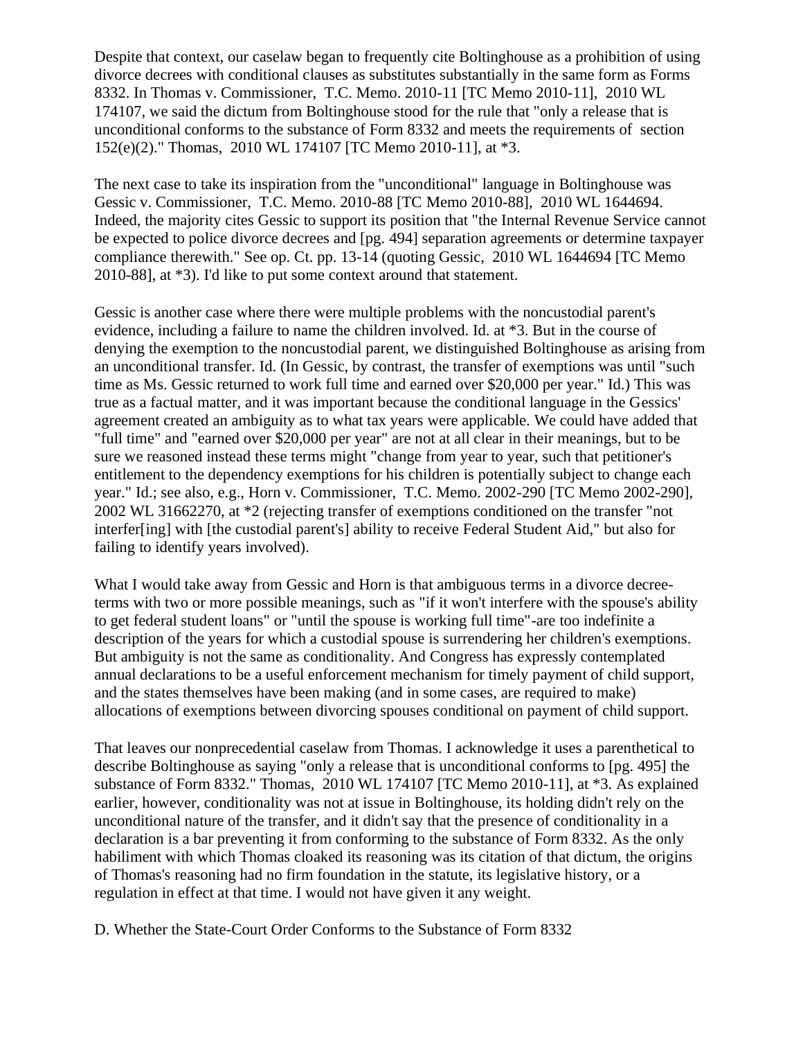Despite that context, our caselaw began to frequently cite Boltinghouse as a prohibition of using divorce decrees with conditional clauses as substitutes substantially in the same form as Forms 8332. In Thomas v. Commissioner, T.C. Memo. 2010-11 [TC Memo 2010-11], 2010 WL 174107, we said the dictum from Boltinghouse stood for the rule that "only a release that is unconditional conforms to the substance of Form 8332 and meets the requirements of section 152(e)(2)." Thomas, 2010 WL 174107 [TC Memo 2010-11], at *3.

The next case to take its inspiration from the "unconditional" language in Boltinghouse was Gessic v. Commissioner, T.C. Memo. 2010-88 [TC Memo 2010-88], 2010 WL 1644694. Indeed, the majority cites Gessic to support its position that "the Internal Revenue Service cannot be expected to police divorce decrees and [pg. 494] separation agreements or determine taxpayer compliance therewith." See op. Ct. pp. 13-14 (quoting Gessic, 2010 WL 1644694 [TC Memo 2010-88], at *3). I'd like to put some context around that statement.

Gessic is another case where there were multiple problems with the noncustodial parent's evidence, including a failure to name the children involved. Id. at *3. But in the course of denying the exemption to the noncustodial parent, we distinguished Boltinghouse as arising from an unconditional transfer. Id. (In Gessic, by contrast, the transfer of exemptions was until "such time as Ms. Gessic returned to work full time and earned over $20,000 per year." Id.) This was true as a factual matter, and it was important because the conditional language in the Gessics' agreement created an ambiguity as to what tax years were applicable. We could have added that "full time" and "earned over $20,000 per year" are not at all clear in their meanings, but to be sure we reasoned instead these terms might "change from year to year, such that petitioner's entitlement to the dependency exemptions for his children is potentially subject to change each year." Id.; see also, e.g., Horn v. Commissioner, T.C. Memo. 2002-290 [TC Memo 2002-290], 2002 WL 31662270, at *2 (rejecting transfer of exemptions conditioned on the transfer "not interfer[ing] with [the custodial parent's] ability to receive Federal Student Aid," but also for failing to identify years involved).

What I would take away from Gessic and Horn is that ambiguous terms in a divorce decree-terms with two or more possible meanings, such as "if it won't interfere with the spouse's ability to get federal student loans" or "until the spouse is working full time"-are too indefinite a description of the years for which a custodial spouse is surrendering her children's exemptions. But ambiguity is not the same as conditionality. And Congress has expressly contemplated annual declarations to be a useful enforcement mechanism for timely payment of child support, and the states themselves have been making (and in some cases, are required to make) allocations of exemptions between divorcing spouses conditional on payment of child support.

That leaves our nonprecedential caselaw from Thomas. I acknowledge it uses a parenthetical to describe Boltinghouse as saying "only a release that is unconditional conforms to [pg. 495] the substance of Form 8332." Thomas, 2010 WL 174107 [TC Memo 2010-11], at *3. As explained earlier, however, conditionality was not at issue in Boltinghouse, its holding didn't rely on the unconditional nature of the transfer, and it didn't say that the presence of conditionality in a declaration is a bar preventing it from conforming to the substance of Form 8332. As the only habiliment with which Thomas cloaked its reasoning was its citation of that dictum, the origins of Thomas's reasoning had no firm foundation in the statute, its legislative history, or a regulation in effect at that time. I would not have given it any weight.

D. Whether the State-Court Order Conforms to the Substance of Form 8332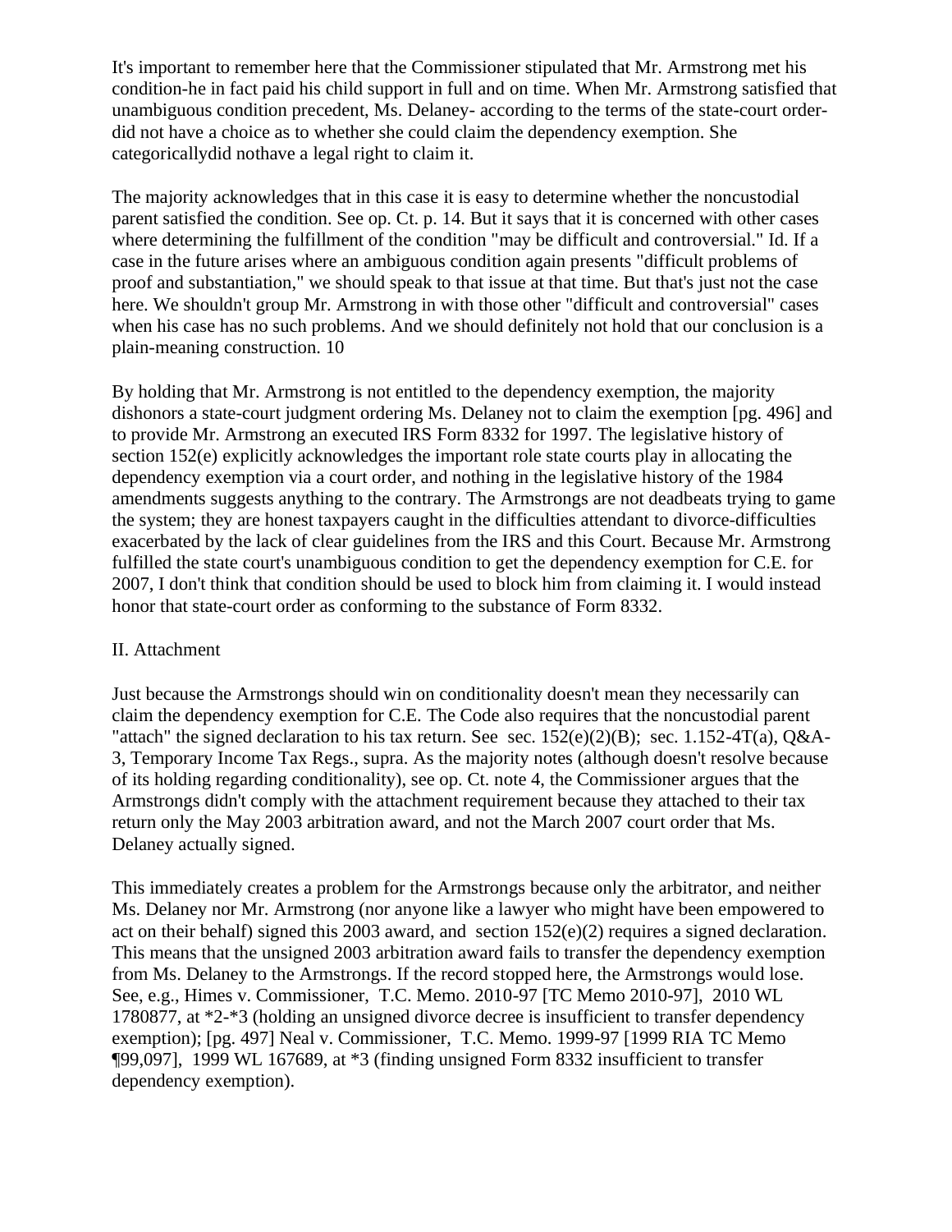It's important to remember here that the Commissioner stipulated that Mr. Armstrong met his condition-he in fact paid his child support in full and on time. When Mr. Armstrong satisfied that unambiguous condition precedent, Ms. Delaney- according to the terms of the state-court order- did not have a choice as to whether she could claim the dependency exemption. She categoricallydid nothave a legal right to claim it.

The majority acknowledges that in this case it is easy to determine whether the noncustodial parent satisfied the condition. See op. Ct. p. 14. But it says that it is concerned with other cases where determining the fulfillment of the condition "may be difficult and controversial." Id. If a case in the future arises where an ambiguous condition again presents "difficult problems of proof and substantiation," we should speak to that issue at that time. But that's just not the case here. We shouldn't group Mr. Armstrong in with those other "difficult and controversial" cases when his case has no such problems. And we should definitely not hold that our conclusion is a plain-meaning construction. 10

By holding that Mr. Armstrong is not entitled to the dependency exemption, the majority dishonors a state-court judgment ordering Ms. Delaney not to claim the exemption [pg. 496] and to provide Mr. Armstrong an executed IRS Form 8332 for 1997. The legislative history of section 152(e) explicitly acknowledges the important role state courts play in allocating the dependency exemption via a court order, and nothing in the legislative history of the 1984 amendments suggests anything to the contrary. The Armstrongs are not deadbeats trying to game the system; they are honest taxpayers caught in the difficulties attendant to divorce-difficulties exacerbated by the lack of clear guidelines from the IRS and this Court. Because Mr. Armstrong fulfilled the state court's unambiguous condition to get the dependency exemption for C.E. for 2007, I don't think that condition should be used to block him from claiming it. I would instead honor that state-court order as conforming to the substance of Form 8332.

## II. Attachment

Just because the Armstrongs should win on conditionality doesn't mean they necessarily can claim the dependency exemption for C.E. The Code also requires that the noncustodial parent "attach" the signed declaration to his tax return. See sec. 152(e)(2)(B); sec. 1.152-4T(a), Q&A-3, Temporary Income Tax Regs., supra. As the majority notes (although doesn't resolve because of its holding regarding conditionality), see op. Ct. note 4, the Commissioner argues that the Armstrongs didn't comply with the attachment requirement because they attached to their tax return only the May 2003 arbitration award, and not the March 2007 court order that Ms. Delaney actually signed.

This immediately creates a problem for the Armstrongs because only the arbitrator, and neither Ms. Delaney nor Mr. Armstrong (nor anyone like a lawyer who might have been empowered to act on their behalf) signed this 2003 award, and section 152(e)(2) requires a signed declaration. This means that the unsigned 2003 arbitration award fails to transfer the dependency exemption from Ms. Delaney to the Armstrongs. If the record stopped here, the Armstrongs would lose. See, e.g., Himes v. Commissioner, T.C. Memo. 2010-97 [TC Memo 2010-97], 2010 WL 1780877, at *2-*3 (holding an unsigned divorce decree is insufficient to transfer dependency exemption); [pg. 497] Neal v. Commissioner, T.C. Memo. 1999-97 [1999 RIA TC Memo ¶99,097], 1999 WL 167689, at *3 (finding unsigned Form 8332 insufficient to transfer dependency exemption).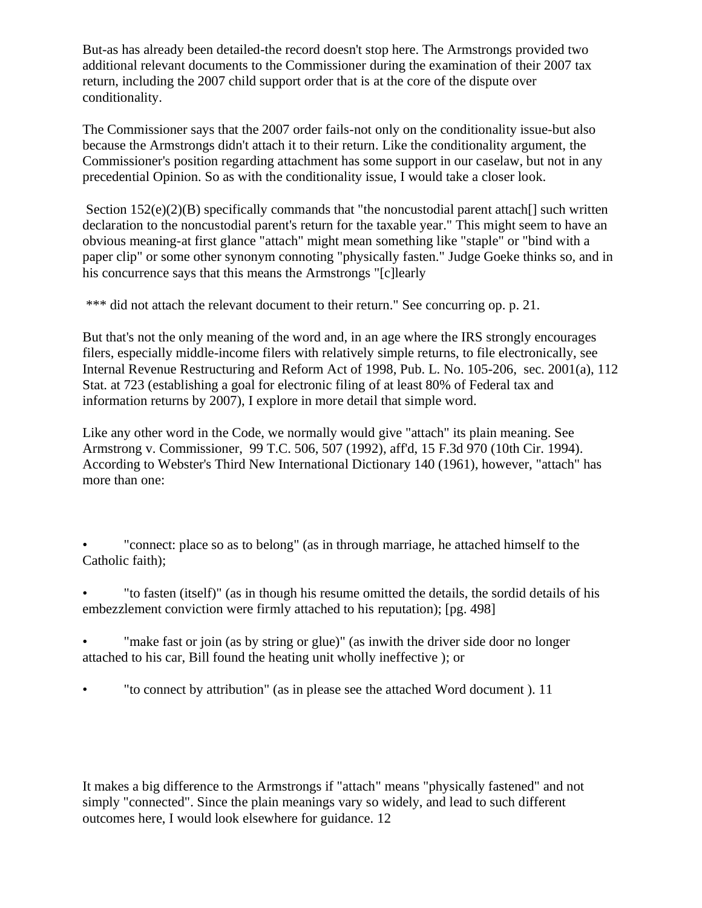But-as has already been detailed-the record doesn't stop here. The Armstrongs provided two additional relevant documents to the Commissioner during the examination of their 2007 tax return, including the 2007 child support order that is at the core of the dispute over conditionality.

The Commissioner says that the 2007 order fails-not only on the conditionality issue-but also because the Armstrongs didn't attach it to their return. Like the conditionality argument, the Commissioner's position regarding attachment has some support in our caselaw, but not in any precedential Opinion. So as with the conditionality issue, I would take a closer look.

Section 152(e)(2)(B) specifically commands that "the noncustodial parent attach[] such written declaration to the noncustodial parent's return for the taxable year." This might seem to have an obvious meaning-at first glance "attach" might mean something like "staple" or "bind with a paper clip" or some other synonym connoting "physically fasten." Judge Goeke thinks so, and in his concurrence says that this means the Armstrongs "[c]learly

*** did not attach the relevant document to their return." See concurring op. p. 21.

But that's not the only meaning of the word and, in an age where the IRS strongly encourages filers, especially middle-income filers with relatively simple returns, to file electronically, see Internal Revenue Restructuring and Reform Act of 1998, Pub. L. No. 105-206, sec. 2001(a), 112 Stat. at 723 (establishing a goal for electronic filing of at least 80% of Federal tax and information returns by 2007), I explore in more detail that simple word.

Like any other word in the Code, we normally would give "attach" its plain meaning. See Armstrong v. Commissioner, 99 T.C. 506, 507 (1992), aff'd, 15 F.3d 970 (10th Cir. 1994). According to Webster's Third New International Dictionary 140 (1961), however, "attach" has more than one:

- "connect: place so as to belong" (as in through marriage, he attached himself to the Catholic faith);
- "to fasten (itself)" (as in though his resume omitted the details, the sordid details of his embezzlement conviction were firmly attached to his reputation); [pg. 498]
- "make fast or join (as by string or glue)" (as inwith the driver side door no longer attached to his car, Bill found the heating unit wholly ineffective ); or
- "to connect by attribution" (as in please see the attached Word document ). 11

It makes a big difference to the Armstrongs if "attach" means "physically fastened" and not simply "connected". Since the plain meanings vary so widely, and lead to such different outcomes here, I would look elsewhere for guidance. 12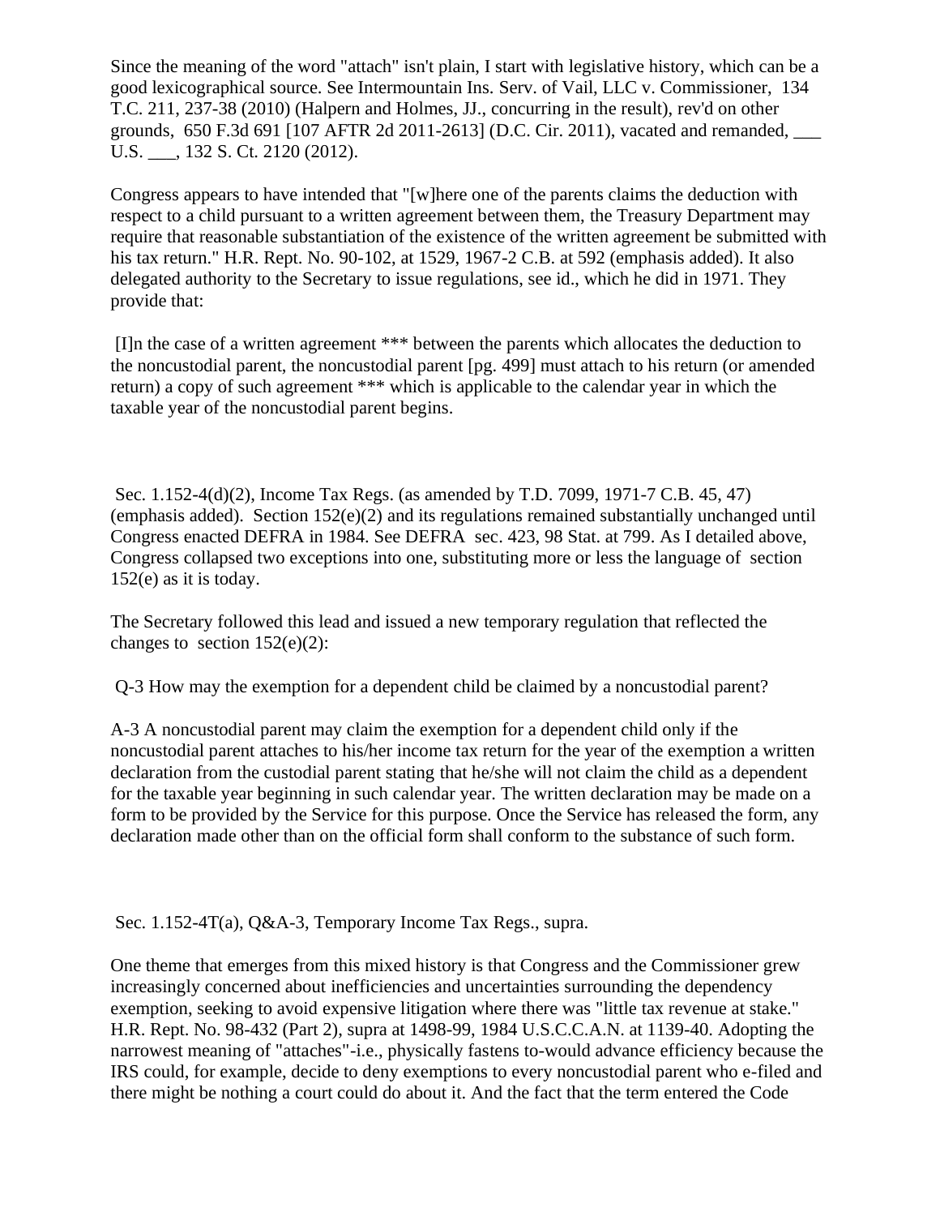Since the meaning of the word "attach" isn't plain, I start with legislative history, which can be a good lexicographical source. See Intermountain Ins. Serv. of Vail, LLC v. Commissioner, 134 T.C. 211, 237-38 (2010) (Halpern and Holmes, JJ., concurring in the result), rev'd on other grounds, 650 F.3d 691 [107 AFTR 2d 2011-2613] (D.C. Cir. 2011), vacated and remanded, ___ U.S. ___, 132 S. Ct. 2120 (2012).

Congress appears to have intended that "[w]here one of the parents claims the deduction with respect to a child pursuant to a written agreement between them, the Treasury Department may require that reasonable substantiation of the existence of the written agreement be submitted with his tax return." H.R. Rept. No. 90-102, at 1529, 1967-2 C.B. at 592 (emphasis added). It also delegated authority to the Secretary to issue regulations, see id., which he did in 1971. They provide that:

> [I]n the case of a written agreement *** between the parents which allocates the deduction to the noncustodial parent, the noncustodial parent [pg. 499] must attach to his return (or amended return) a copy of such agreement *** which is applicable to the calendar year in which the taxable year of the noncustodial parent begins.

Sec. 1.152-4(d)(2), Income Tax Regs. (as amended by T.D. 7099, 1971-7 C.B. 45, 47) (emphasis added). Section 152(e)(2) and its regulations remained substantially unchanged until Congress enacted DEFRA in 1984. See DEFRA sec. 423, 98 Stat. at 799. As I detailed above, Congress collapsed two exceptions into one, substituting more or less the language of section 152(e) as it is today.

The Secretary followed this lead and issued a new temporary regulation that reflected the changes to section 152(e)(2):

> Q-3 How may the exemption for a dependent child be claimed by a noncustodial parent?
>
> A-3 A noncustodial parent may claim the exemption for a dependent child only if the noncustodial parent attaches to his/her income tax return for the year of the exemption a written declaration from the custodial parent stating that he/she will not claim the child as a dependent for the taxable year beginning in such calendar year. The written declaration may be made on a form to be provided by the Service for this purpose. Once the Service has released the form, any declaration made other than on the official form shall conform to the substance of such form.

Sec. 1.152-4T(a), Q&A-3, Temporary Income Tax Regs., supra.

One theme that emerges from this mixed history is that Congress and the Commissioner grew increasingly concerned about inefficiencies and uncertainties surrounding the dependency exemption, seeking to avoid expensive litigation where there was "little tax revenue at stake." H.R. Rept. No. 98-432 (Part 2), supra at 1498-99, 1984 U.S.C.C.A.N. at 1139-40. Adopting the narrowest meaning of "attaches"-i.e., physically fastens to-would advance efficiency because the IRS could, for example, decide to deny exemptions to every noncustodial parent who e-filed and there might be nothing a court could do about it. And the fact that the term entered the Code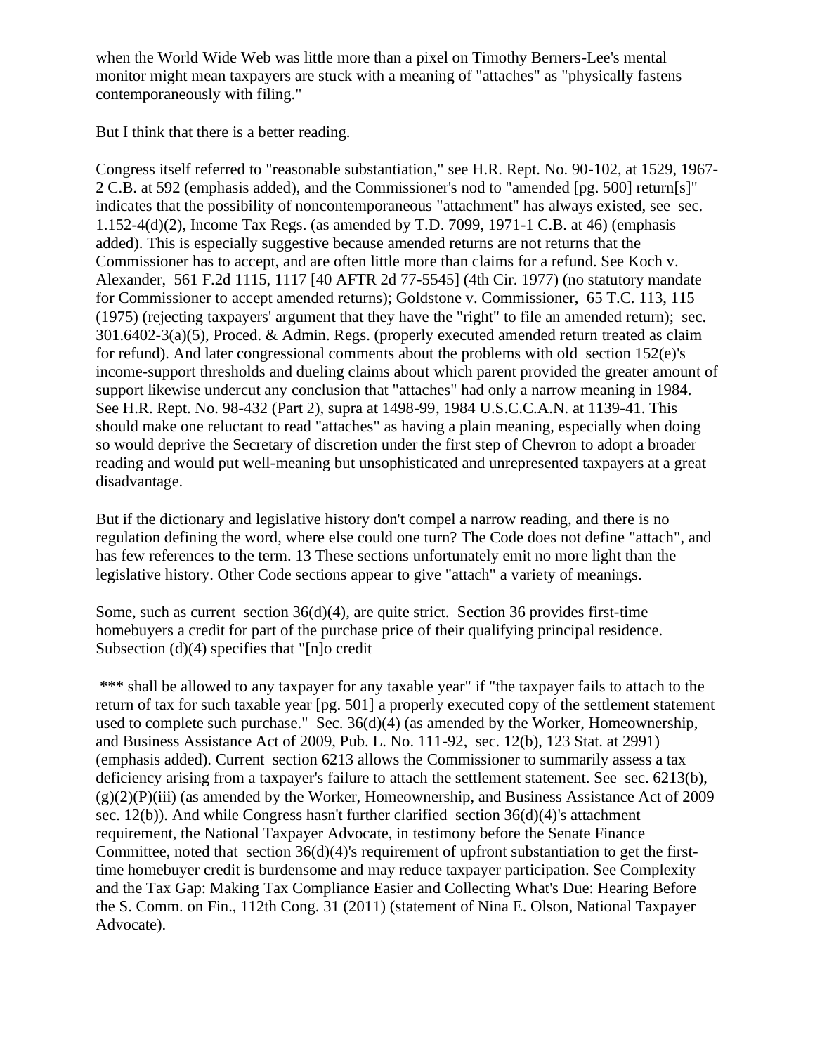when the World Wide Web was little more than a pixel on Timothy Berners-Lee's mental monitor might mean taxpayers are stuck with a meaning of "attaches" as "physically fastens contemporaneously with filing."

But I think that there is a better reading.

Congress itself referred to "reasonable substantiation," see H.R. Rept. No. 90-102, at 1529, 1967-2 C.B. at 592 (emphasis added), and the Commissioner's nod to "amended [pg. 500] return[s]" indicates that the possibility of noncontemporaneous "attachment" has always existed, see sec. 1.152-4(d)(2), Income Tax Regs. (as amended by T.D. 7099, 1971-1 C.B. at 46) (emphasis added). This is especially suggestive because amended returns are not returns that the Commissioner has to accept, and are often little more than claims for a refund. See Koch v. Alexander, 561 F.2d 1115, 1117 [40 AFTR 2d 77-5545] (4th Cir. 1977) (no statutory mandate for Commissioner to accept amended returns); Goldstone v. Commissioner, 65 T.C. 113, 115 (1975) (rejecting taxpayers' argument that they have the "right" to file an amended return); sec. 301.6402-3(a)(5), Proced. & Admin. Regs. (properly executed amended return treated as claim for refund). And later congressional comments about the problems with old section 152(e)'s income-support thresholds and dueling claims about which parent provided the greater amount of support likewise undercut any conclusion that "attaches" had only a narrow meaning in 1984. See H.R. Rept. No. 98-432 (Part 2), supra at 1498-99, 1984 U.S.C.C.A.N. at 1139-41. This should make one reluctant to read "attaches" as having a plain meaning, especially when doing so would deprive the Secretary of discretion under the first step of Chevron to adopt a broader reading and would put well-meaning but unsophisticated and unrepresented taxpayers at a great disadvantage.

But if the dictionary and legislative history don't compel a narrow reading, and there is no regulation defining the word, where else could one turn? The Code does not define "attach", and has few references to the term. 13 These sections unfortunately emit no more light than the legislative history. Other Code sections appear to give "attach" a variety of meanings.

Some, such as current section 36(d)(4), are quite strict. Section 36 provides first-time homebuyers a credit for part of the purchase price of their qualifying principal residence. Subsection (d)(4) specifies that "[n]o credit

*** shall be allowed to any taxpayer for any taxable year" if "the taxpayer fails to attach to the return of tax for such taxable year [pg. 501] a properly executed copy of the settlement statement used to complete such purchase." Sec. 36(d)(4) (as amended by the Worker, Homeownership, and Business Assistance Act of 2009, Pub. L. No. 111-92, sec. 12(b), 123 Stat. at 2991) (emphasis added). Current section 6213 allows the Commissioner to summarily assess a tax deficiency arising from a taxpayer's failure to attach the settlement statement. See sec. 6213(b), (g)(2)(P)(iii) (as amended by the Worker, Homeownership, and Business Assistance Act of 2009 sec. 12(b)). And while Congress hasn't further clarified section 36(d)(4)'s attachment requirement, the National Taxpayer Advocate, in testimony before the Senate Finance Committee, noted that section 36(d)(4)'s requirement of upfront substantiation to get the first-time homebuyer credit is burdensome and may reduce taxpayer participation. See Complexity and the Tax Gap: Making Tax Compliance Easier and Collecting What's Due: Hearing Before the S. Comm. on Fin., 112th Cong. 31 (2011) (statement of Nina E. Olson, National Taxpayer Advocate).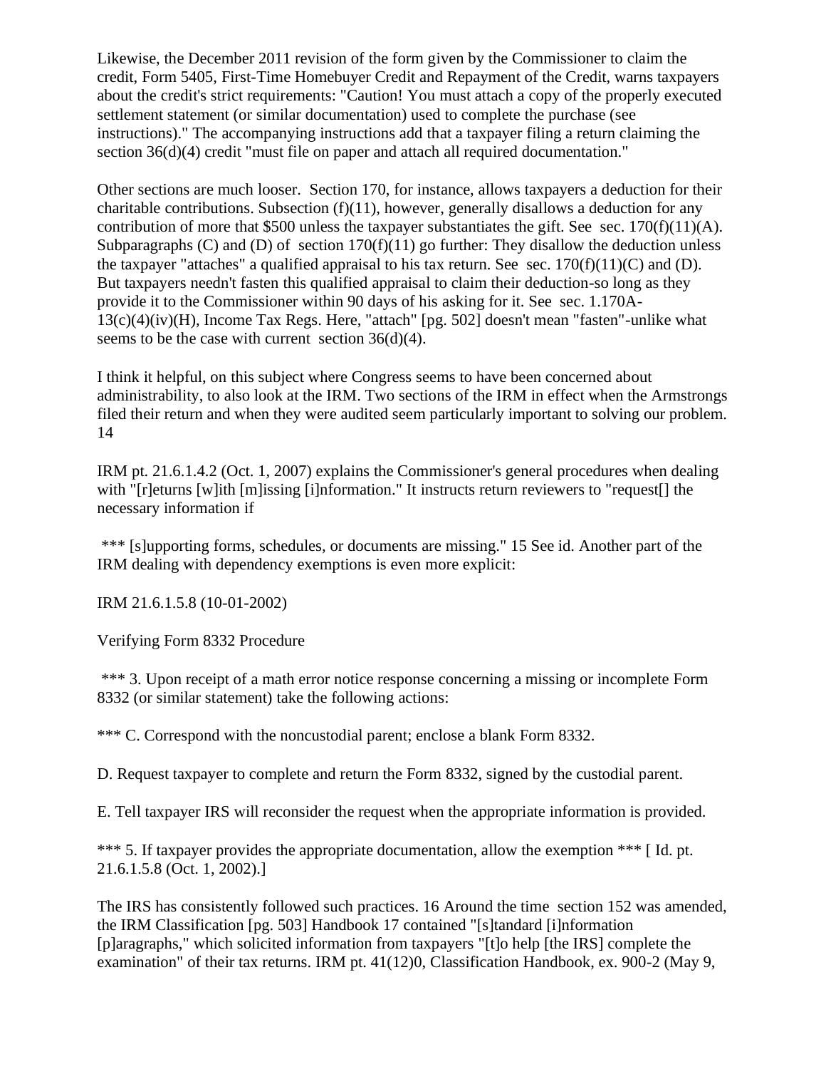Likewise, the December 2011 revision of the form given by the Commissioner to claim the credit, Form 5405, First-Time Homebuyer Credit and Repayment of the Credit, warns taxpayers about the credit's strict requirements: "Caution! You must attach a copy of the properly executed settlement statement (or similar documentation) used to complete the purchase (see instructions)." The accompanying instructions add that a taxpayer filing a return claiming the section 36(d)(4) credit "must file on paper and attach all required documentation."

Other sections are much looser. Section 170, for instance, allows taxpayers a deduction for their charitable contributions. Subsection (f)(11), however, generally disallows a deduction for any contribution of more that $500 unless the taxpayer substantiates the gift. See sec. 170(f)(11)(A). Subparagraphs (C) and (D) of section 170(f)(11) go further: They disallow the deduction unless the taxpayer "attaches" a qualified appraisal to his tax return. See sec. 170(f)(11)(C) and (D). But taxpayers needn't fasten this qualified appraisal to claim their deduction-so long as they provide it to the Commissioner within 90 days of his asking for it. See sec. 1.170A-13(c)(4)(iv)(H), Income Tax Regs. Here, "attach" [pg. 502] doesn't mean "fasten"-unlike what seems to be the case with current section 36(d)(4).

I think it helpful, on this subject where Congress seems to have been concerned about administrability, to also look at the IRM. Two sections of the IRM in effect when the Armstrongs filed their return and when they were audited seem particularly important to solving our problem. 14

IRM pt. 21.6.1.4.2 (Oct. 1, 2007) explains the Commissioner's general procedures when dealing with "[r]eturns [w]ith [m]issing [i]nformation." It instructs return reviewers to "request[] the necessary information if

*** [s]upporting forms, schedules, or documents are missing." 15 See id. Another part of the IRM dealing with dependency exemptions is even more explicit:

IRM 21.6.1.5.8 (10-01-2002)

Verifying Form 8332 Procedure

*** 3. Upon receipt of a math error notice response concerning a missing or incomplete Form 8332 (or similar statement) take the following actions:

*** C. Correspond with the noncustodial parent; enclose a blank Form 8332.

D. Request taxpayer to complete and return the Form 8332, signed by the custodial parent.

E. Tell taxpayer IRS will reconsider the request when the appropriate information is provided.

*** 5. If taxpayer provides the appropriate documentation, allow the exemption *** [ Id. pt. 21.6.1.5.8 (Oct. 1, 2002).]

The IRS has consistently followed such practices. 16 Around the time section 152 was amended, the IRM Classification [pg. 503] Handbook 17 contained "[s]tandard [i]nformation [p]aragraphs," which solicited information from taxpayers "[t]o help [the IRS] complete the examination" of their tax returns. IRM pt. 41(12)0, Classification Handbook, ex. 900-2 (May 9,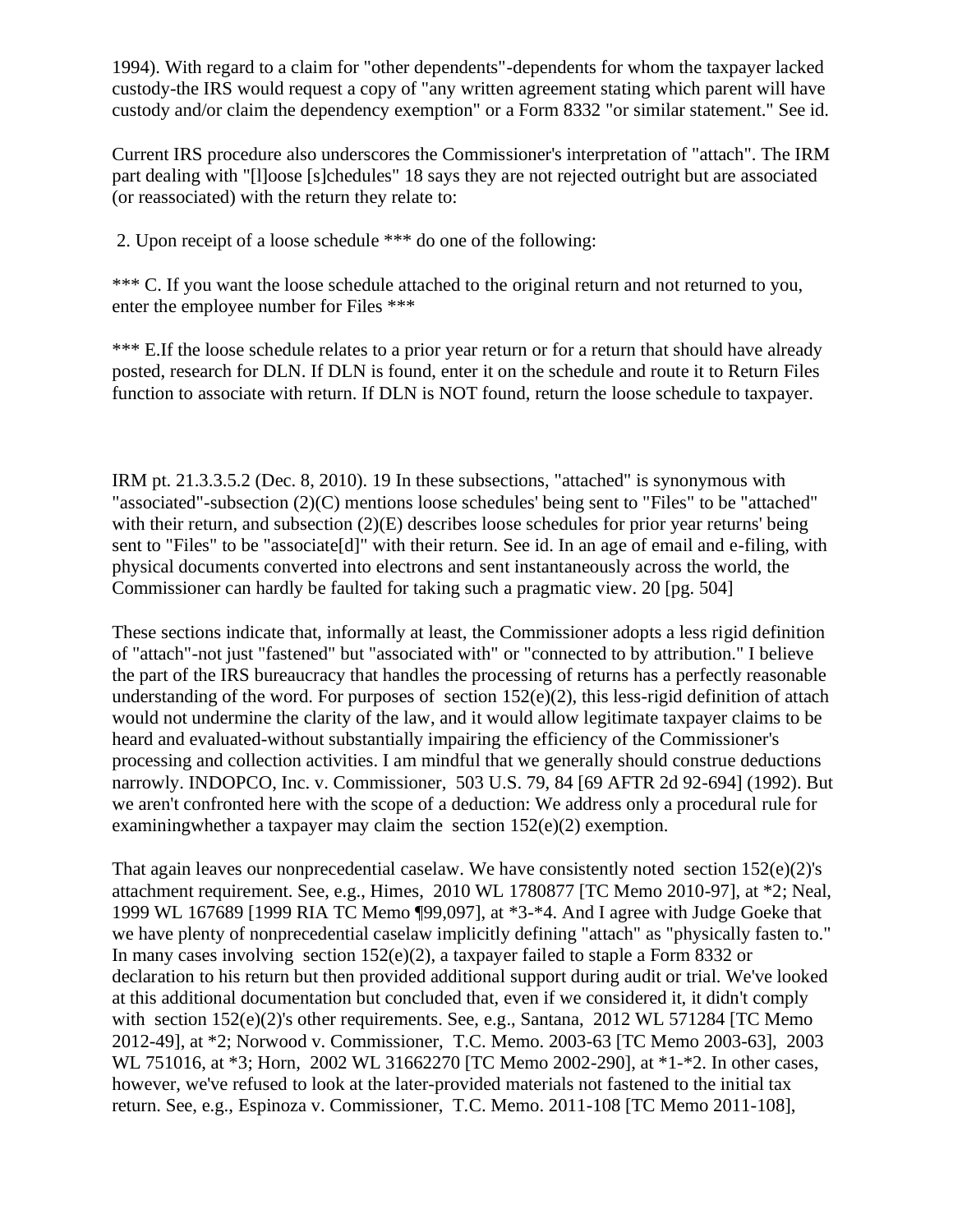1994). With regard to a claim for "other dependents"-dependents for whom the taxpayer lacked custody-the IRS would request a copy of "any written agreement stating which parent will have custody and/or claim the dependency exemption" or a Form 8332 "or similar statement." See id.

Current IRS procedure also underscores the Commissioner's interpretation of "attach". The IRM part dealing with "[l]oose [s]chedules" 18 says they are not rejected outright but are associated (or reassociated) with the return they relate to:

2. Upon receipt of a loose schedule *** do one of the following:

*** C. If you want the loose schedule attached to the original return and not returned to you, enter the employee number for Files ***

*** E.If the loose schedule relates to a prior year return or for a return that should have already posted, research for DLN. If DLN is found, enter it on the schedule and route it to Return Files function to associate with return. If DLN is NOT found, return the loose schedule to taxpayer.

IRM pt. 21.3.3.5.2 (Dec. 8, 2010). 19 In these subsections, "attached" is synonymous with "associated"-subsection (2)(C) mentions loose schedules' being sent to "Files" to be "attached" with their return, and subsection (2)(E) describes loose schedules for prior year returns' being sent to "Files" to be "associate[d]" with their return. See id. In an age of email and e-filing, with physical documents converted into electrons and sent instantaneously across the world, the Commissioner can hardly be faulted for taking such a pragmatic view. 20 [pg. 504]

These sections indicate that, informally at least, the Commissioner adopts a less rigid definition of "attach"-not just "fastened" but "associated with" or "connected to by attribution." I believe the part of the IRS bureaucracy that handles the processing of returns has a perfectly reasonable understanding of the word. For purposes of section 152(e)(2), this less-rigid definition of attach would not undermine the clarity of the law, and it would allow legitimate taxpayer claims to be heard and evaluated-without substantially impairing the efficiency of the Commissioner's processing and collection activities. I am mindful that we generally should construe deductions narrowly. INDOPCO, Inc. v. Commissioner, 503 U.S. 79, 84 [69 AFTR 2d 92-694] (1992). But we aren't confronted here with the scope of a deduction: We address only a procedural rule for examiningwhether a taxpayer may claim the section 152(e)(2) exemption.

That again leaves our nonprecedential caselaw. We have consistently noted section 152(e)(2)'s attachment requirement. See, e.g., Himes, 2010 WL 1780877 [TC Memo 2010-97], at *2; Neal, 1999 WL 167689 [1999 RIA TC Memo ¶99,097], at *3-*4. And I agree with Judge Goeke that we have plenty of nonprecedential caselaw implicitly defining "attach" as "physically fasten to." In many cases involving section 152(e)(2), a taxpayer failed to staple a Form 8332 or declaration to his return but then provided additional support during audit or trial. We've looked at this additional documentation but concluded that, even if we considered it, it didn't comply with section 152(e)(2)'s other requirements. See, e.g., Santana, 2012 WL 571284 [TC Memo 2012-49], at *2; Norwood v. Commissioner, T.C. Memo. 2003-63 [TC Memo 2003-63], 2003 WL 751016, at *3; Horn, 2002 WL 31662270 [TC Memo 2002-290], at *1-*2. In other cases, however, we've refused to look at the later-provided materials not fastened to the initial tax return. See, e.g., Espinoza v. Commissioner, T.C. Memo. 2011-108 [TC Memo 2011-108],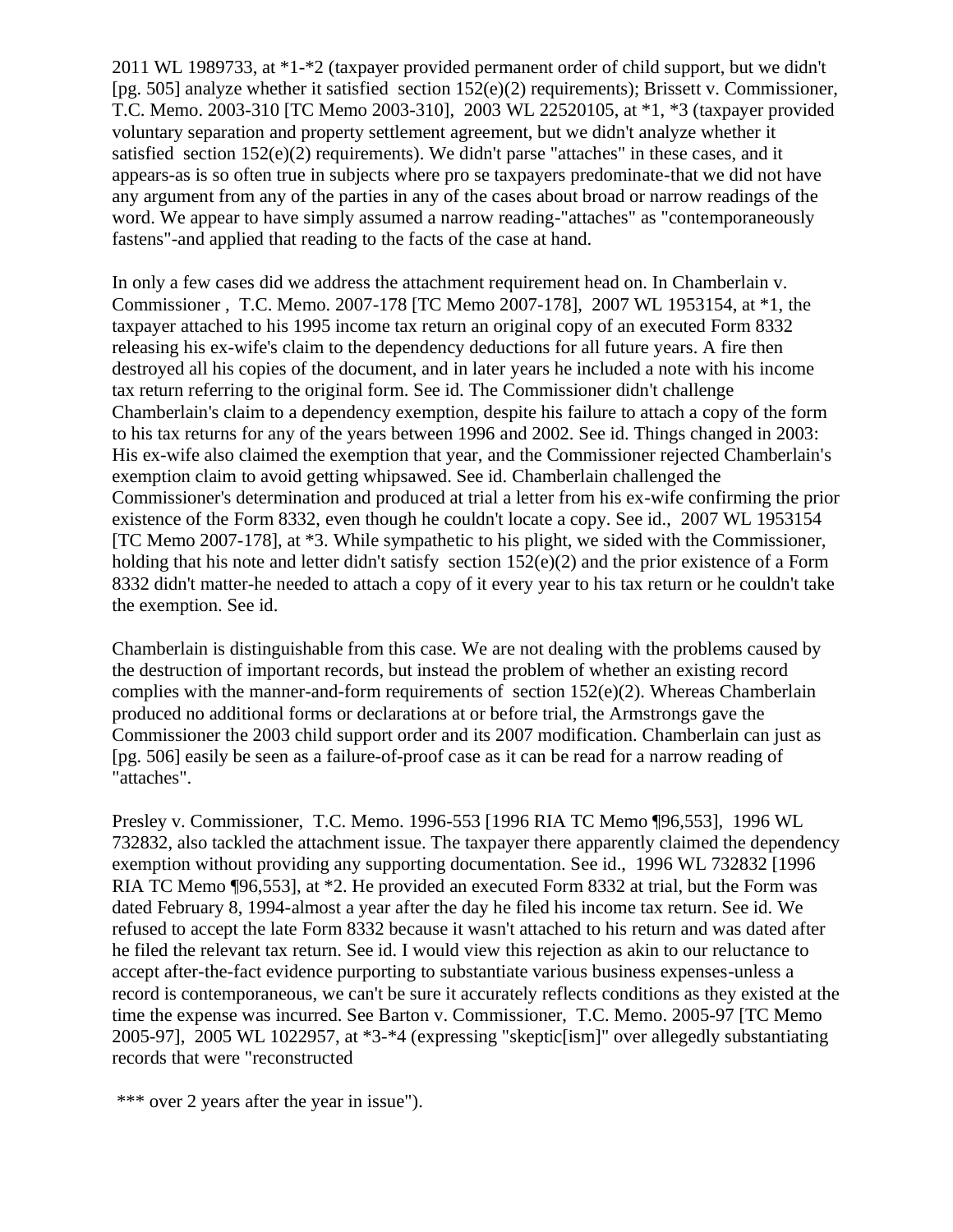2011 WL 1989733, at *1-*2 (taxpayer provided permanent order of child support, but we didn't [pg. 505] analyze whether it satisfied section 152(e)(2) requirements); Brissett v. Commissioner, T.C. Memo. 2003-310 [TC Memo 2003-310], 2003 WL 22520105, at *1, *3 (taxpayer provided voluntary separation and property settlement agreement, but we didn't analyze whether it satisfied section 152(e)(2) requirements). We didn't parse "attaches" in these cases, and it appears-as is so often true in subjects where pro se taxpayers predominate-that we did not have any argument from any of the parties in any of the cases about broad or narrow readings of the word. We appear to have simply assumed a narrow reading-"attaches" as "contemporaneously fastens"-and applied that reading to the facts of the case at hand.

In only a few cases did we address the attachment requirement head on. In Chamberlain v. Commissioner , T.C. Memo. 2007-178 [TC Memo 2007-178], 2007 WL 1953154, at *1, the taxpayer attached to his 1995 income tax return an original copy of an executed Form 8332 releasing his ex-wife's claim to the dependency deductions for all future years. A fire then destroyed all his copies of the document, and in later years he included a note with his income tax return referring to the original form. See id. The Commissioner didn't challenge Chamberlain's claim to a dependency exemption, despite his failure to attach a copy of the form to his tax returns for any of the years between 1996 and 2002. See id. Things changed in 2003: His ex-wife also claimed the exemption that year, and the Commissioner rejected Chamberlain's exemption claim to avoid getting whipsawed. See id. Chamberlain challenged the Commissioner's determination and produced at trial a letter from his ex-wife confirming the prior existence of the Form 8332, even though he couldn't locate a copy. See id., 2007 WL 1953154 [TC Memo 2007-178], at *3. While sympathetic to his plight, we sided with the Commissioner, holding that his note and letter didn't satisfy section 152(e)(2) and the prior existence of a Form 8332 didn't matter-he needed to attach a copy of it every year to his tax return or he couldn't take the exemption. See id.

Chamberlain is distinguishable from this case. We are not dealing with the problems caused by the destruction of important records, but instead the problem of whether an existing record complies with the manner-and-form requirements of section 152(e)(2). Whereas Chamberlain produced no additional forms or declarations at or before trial, the Armstrongs gave the Commissioner the 2003 child support order and its 2007 modification. Chamberlain can just as [pg. 506] easily be seen as a failure-of-proof case as it can be read for a narrow reading of "attaches".

Presley v. Commissioner, T.C. Memo. 1996-553 [1996 RIA TC Memo ¶96,553], 1996 WL 732832, also tackled the attachment issue. The taxpayer there apparently claimed the dependency exemption without providing any supporting documentation. See id., 1996 WL 732832 [1996 RIA TC Memo ¶96,553], at *2. He provided an executed Form 8332 at trial, but the Form was dated February 8, 1994-almost a year after the day he filed his income tax return. See id. We refused to accept the late Form 8332 because it wasn't attached to his return and was dated after he filed the relevant tax return. See id. I would view this rejection as akin to our reluctance to accept after-the-fact evidence purporting to substantiate various business expenses-unless a record is contemporaneous, we can't be sure it accurately reflects conditions as they existed at the time the expense was incurred. See Barton v. Commissioner, T.C. Memo. 2005-97 [TC Memo 2005-97], 2005 WL 1022957, at *3-*4 (expressing "skeptic[ism]" over allegedly substantiating records that were "reconstructed

*** over 2 years after the year in issue").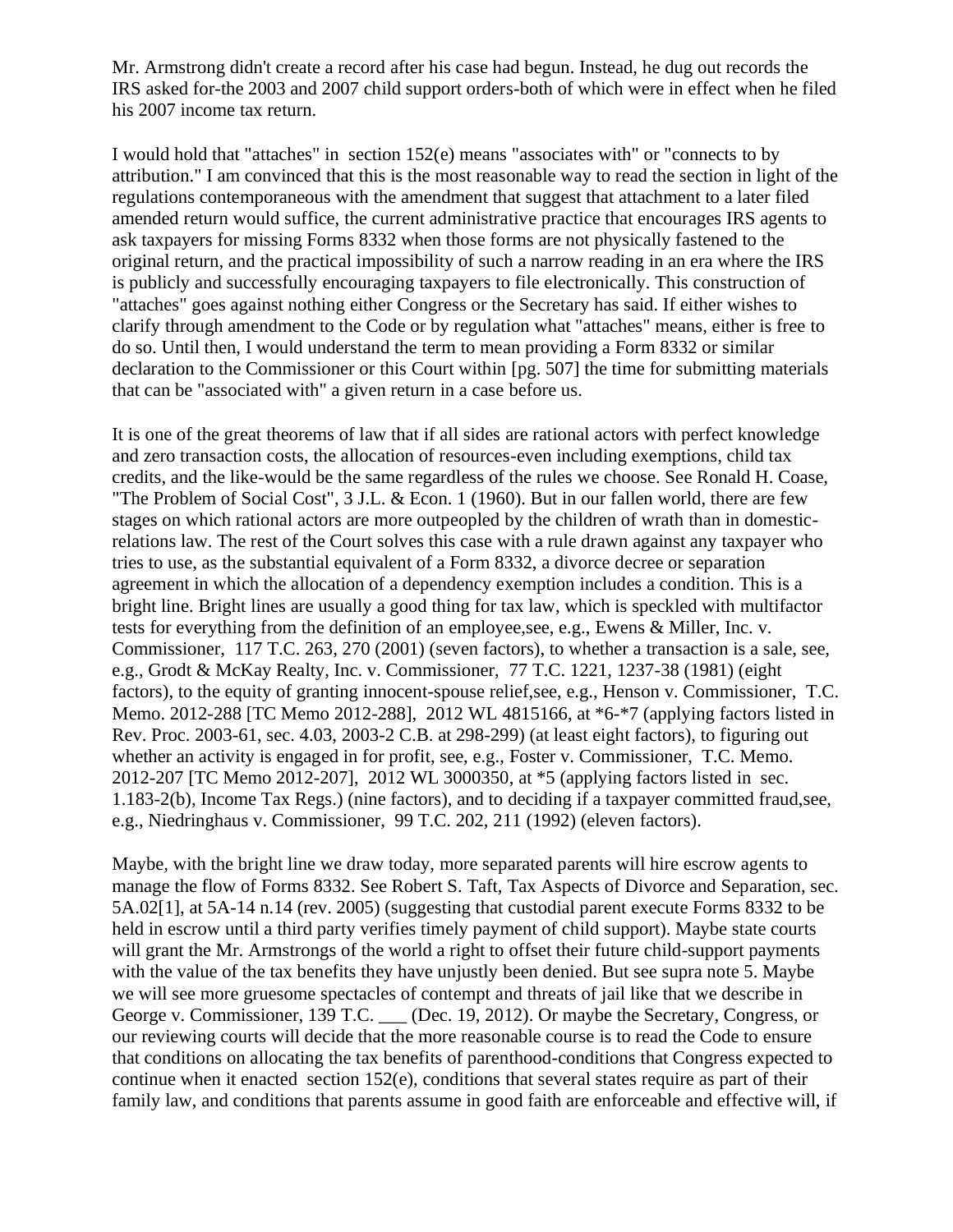Mr. Armstrong didn't create a record after his case had begun. Instead, he dug out records the IRS asked for-the 2003 and 2007 child support orders-both of which were in effect when he filed his 2007 income tax return.

I would hold that "attaches" in section 152(e) means "associates with" or "connects to by attribution." I am convinced that this is the most reasonable way to read the section in light of the regulations contemporaneous with the amendment that suggest that attachment to a later filed amended return would suffice, the current administrative practice that encourages IRS agents to ask taxpayers for missing Forms 8332 when those forms are not physically fastened to the original return, and the practical impossibility of such a narrow reading in an era where the IRS is publicly and successfully encouraging taxpayers to file electronically. This construction of "attaches" goes against nothing either Congress or the Secretary has said. If either wishes to clarify through amendment to the Code or by regulation what "attaches" means, either is free to do so. Until then, I would understand the term to mean providing a Form 8332 or similar declaration to the Commissioner or this Court within [pg. 507] the time for submitting materials that can be "associated with" a given return in a case before us.

It is one of the great theorems of law that if all sides are rational actors with perfect knowledge and zero transaction costs, the allocation of resources-even including exemptions, child tax credits, and the like-would be the same regardless of the rules we choose. See Ronald H. Coase, "The Problem of Social Cost", 3 J.L. & Econ. 1 (1960). But in our fallen world, there are few stages on which rational actors are more outpeopled by the children of wrath than in domestic-relations law. The rest of the Court solves this case with a rule drawn against any taxpayer who tries to use, as the substantial equivalent of a Form 8332, a divorce decree or separation agreement in which the allocation of a dependency exemption includes a condition. This is a bright line. Bright lines are usually a good thing for tax law, which is speckled with multifactor tests for everything from the definition of an employee,see, e.g., Ewens & Miller, Inc. v. Commissioner, 117 T.C. 263, 270 (2001) (seven factors), to whether a transaction is a sale, see, e.g., Grodt & McKay Realty, Inc. v. Commissioner, 77 T.C. 1221, 1237-38 (1981) (eight factors), to the equity of granting innocent-spouse relief,see, e.g., Henson v. Commissioner, T.C. Memo. 2012-288 [TC Memo 2012-288], 2012 WL 4815166, at *6-*7 (applying factors listed in Rev. Proc. 2003-61, sec. 4.03, 2003-2 C.B. at 298-299) (at least eight factors), to figuring out whether an activity is engaged in for profit, see, e.g., Foster v. Commissioner, T.C. Memo. 2012-207 [TC Memo 2012-207], 2012 WL 3000350, at *5 (applying factors listed in sec. 1.183-2(b), Income Tax Regs.) (nine factors), and to deciding if a taxpayer committed fraud,see, e.g., Niedringhaus v. Commissioner, 99 T.C. 202, 211 (1992) (eleven factors).

Maybe, with the bright line we draw today, more separated parents will hire escrow agents to manage the flow of Forms 8332. See Robert S. Taft, Tax Aspects of Divorce and Separation, sec. 5A.02[1], at 5A-14 n.14 (rev. 2005) (suggesting that custodial parent execute Forms 8332 to be held in escrow until a third party verifies timely payment of child support). Maybe state courts will grant the Mr. Armstrongs of the world a right to offset their future child-support payments with the value of the tax benefits they have unjustly been denied. But see supra note 5. Maybe we will see more gruesome spectacles of contempt and threats of jail like that we describe in George v. Commissioner, 139 T.C. ___ (Dec. 19, 2012). Or maybe the Secretary, Congress, or our reviewing courts will decide that the more reasonable course is to read the Code to ensure that conditions on allocating the tax benefits of parenthood-conditions that Congress expected to continue when it enacted section 152(e), conditions that several states require as part of their family law, and conditions that parents assume in good faith are enforceable and effective will, if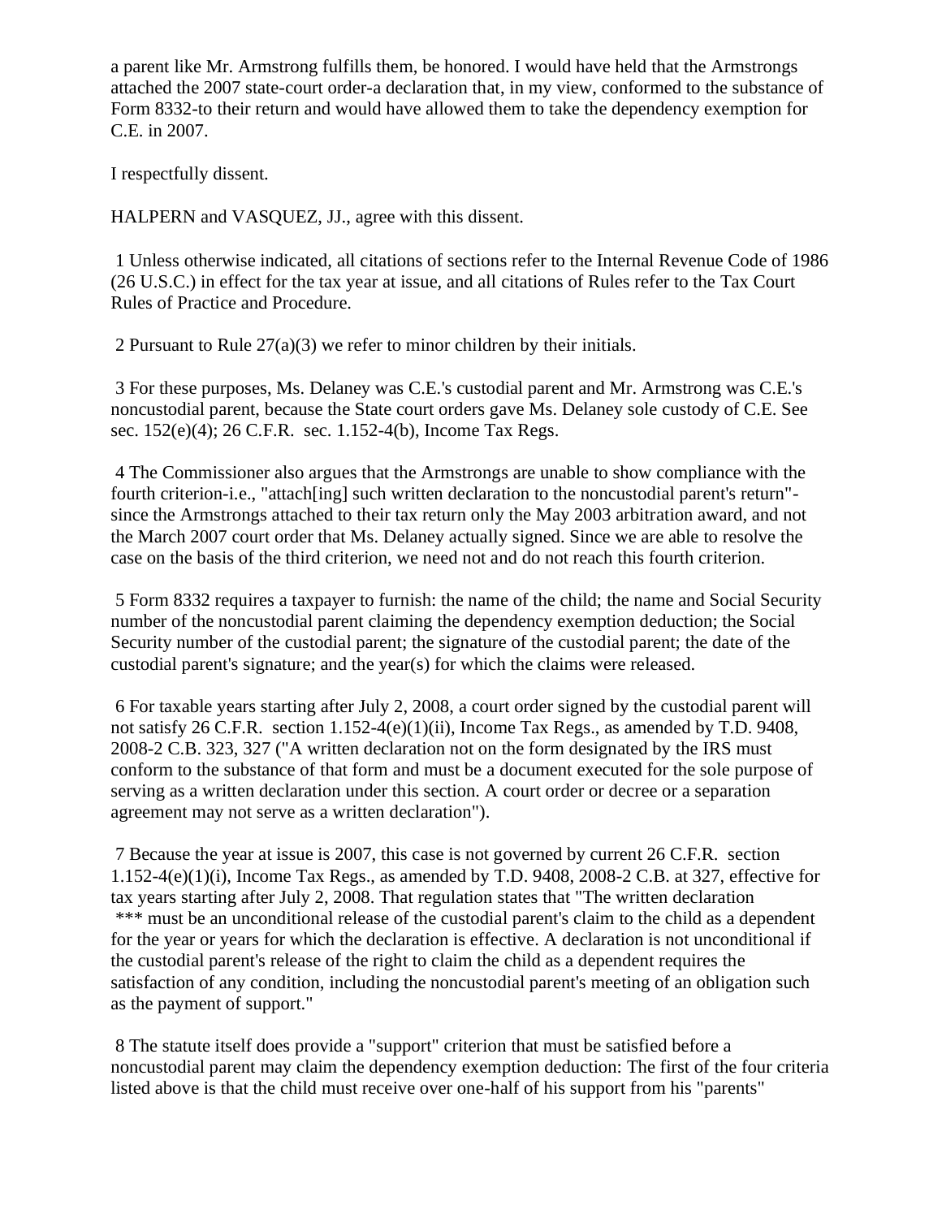a parent like Mr. Armstrong fulfills them, be honored. I would have held that the Armstrongs attached the 2007 state-court order-a declaration that, in my view, conformed to the substance of Form 8332-to their return and would have allowed them to take the dependency exemption for C.E. in 2007.

I respectfully dissent.

HALPERN and VASQUEZ, JJ., agree with this dissent.

1 Unless otherwise indicated, all citations of sections refer to the Internal Revenue Code of 1986 (26 U.S.C.) in effect for the tax year at issue, and all citations of Rules refer to the Tax Court Rules of Practice and Procedure.

2 Pursuant to Rule 27(a)(3) we refer to minor children by their initials.

3 For these purposes, Ms. Delaney was C.E.'s custodial parent and Mr. Armstrong was C.E.'s noncustodial parent, because the State court orders gave Ms. Delaney sole custody of C.E. See sec. 152(e)(4); 26 C.F.R. sec. 1.152-4(b), Income Tax Regs.

4 The Commissioner also argues that the Armstrongs are unable to show compliance with the fourth criterion-i.e., "attach[ing] such written declaration to the noncustodial parent's return"-since the Armstrongs attached to their tax return only the May 2003 arbitration award, and not the March 2007 court order that Ms. Delaney actually signed. Since we are able to resolve the case on the basis of the third criterion, we need not and do not reach this fourth criterion.

5 Form 8332 requires a taxpayer to furnish: the name of the child; the name and Social Security number of the noncustodial parent claiming the dependency exemption deduction; the Social Security number of the custodial parent; the signature of the custodial parent; the date of the custodial parent's signature; and the year(s) for which the claims were released.

6 For taxable years starting after July 2, 2008, a court order signed by the custodial parent will not satisfy 26 C.F.R. section 1.152-4(e)(1)(ii), Income Tax Regs., as amended by T.D. 9408, 2008-2 C.B. 323, 327 ("A written declaration not on the form designated by the IRS must conform to the substance of that form and must be a document executed for the sole purpose of serving as a written declaration under this section. A court order or decree or a separation agreement may not serve as a written declaration").

7 Because the year at issue is 2007, this case is not governed by current 26 C.F.R. section 1.152-4(e)(1)(i), Income Tax Regs., as amended by T.D. 9408, 2008-2 C.B. at 327, effective for tax years starting after July 2, 2008. That regulation states that "The written declaration *** must be an unconditional release of the custodial parent's claim to the child as a dependent for the year or years for which the declaration is effective. A declaration is not unconditional if the custodial parent's release of the right to claim the child as a dependent requires the satisfaction of any condition, including the noncustodial parent's meeting of an obligation such as the payment of support."

8 The statute itself does provide a "support" criterion that must be satisfied before a noncustodial parent may claim the dependency exemption deduction: The first of the four criteria listed above is that the child must receive over one-half of his support from his "parents"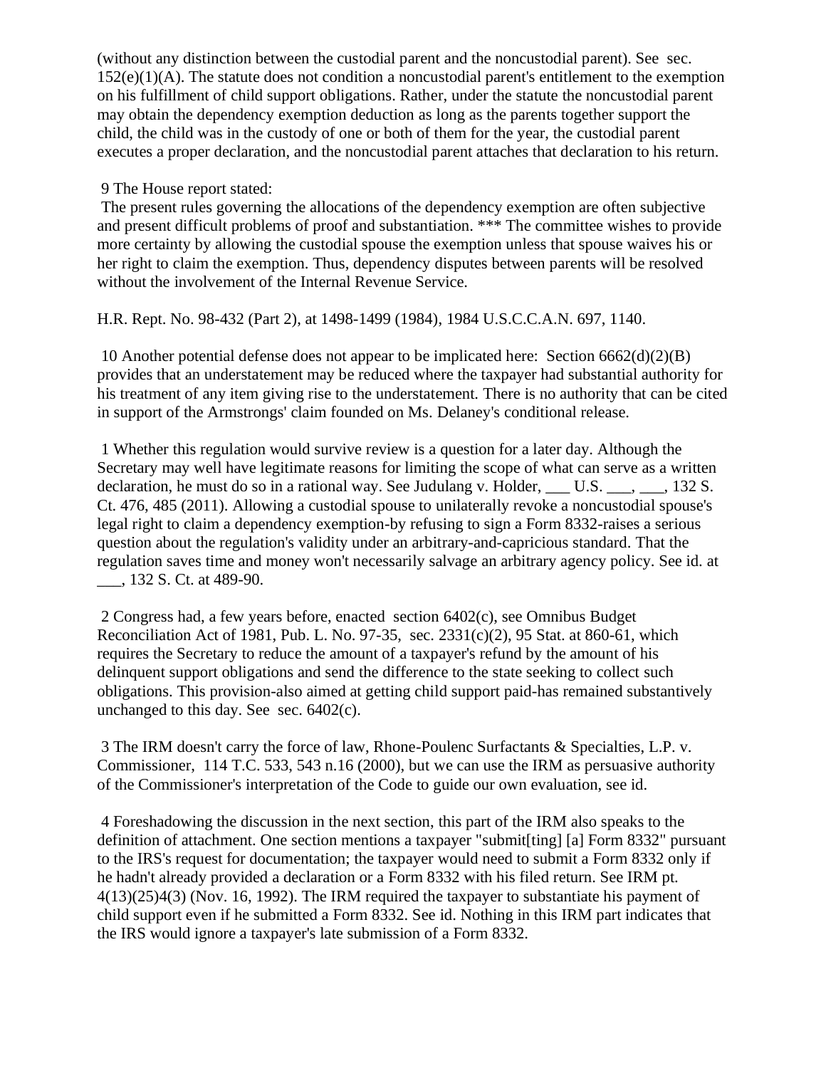(without any distinction between the custodial parent and the noncustodial parent). See sec. 152(e)(1)(A). The statute does not condition a noncustodial parent's entitlement to the exemption on his fulfillment of child support obligations. Rather, under the statute the noncustodial parent may obtain the dependency exemption deduction as long as the parents together support the child, the child was in the custody of one or both of them for the year, the custodial parent executes a proper declaration, and the noncustodial parent attaches that declaration to his return.

9 The House report stated:

The present rules governing the allocations of the dependency exemption are often subjective and present difficult problems of proof and substantiation. *** The committee wishes to provide more certainty by allowing the custodial spouse the exemption unless that spouse waives his or her right to claim the exemption. Thus, dependency disputes between parents will be resolved without the involvement of the Internal Revenue Service.

H.R. Rept. No. 98-432 (Part 2), at 1498-1499 (1984), 1984 U.S.C.C.A.N. 697, 1140.

10 Another potential defense does not appear to be implicated here: Section 6662(d)(2)(B) provides that an understatement may be reduced where the taxpayer had substantial authority for his treatment of any item giving rise to the understatement. There is no authority that can be cited in support of the Armstrongs' claim founded on Ms. Delaney's conditional release.

1 Whether this regulation would survive review is a question for a later day. Although the Secretary may well have legitimate reasons for limiting the scope of what can serve as a written declaration, he must do so in a rational way. See Judulang v. Holder, ___ U.S. ___, ___, 132 S. Ct. 476, 485 (2011). Allowing a custodial spouse to unilaterally revoke a noncustodial spouse's legal right to claim a dependency exemption-by refusing to sign a Form 8332-raises a serious question about the regulation's validity under an arbitrary-and-capricious standard. That the regulation saves time and money won't necessarily salvage an arbitrary agency policy. See id. at ___, 132 S. Ct. at 489-90.

2 Congress had, a few years before, enacted section 6402(c), see Omnibus Budget Reconciliation Act of 1981, Pub. L. No. 97-35, sec. 2331(c)(2), 95 Stat. at 860-61, which requires the Secretary to reduce the amount of a taxpayer's refund by the amount of his delinquent support obligations and send the difference to the state seeking to collect such obligations. This provision-also aimed at getting child support paid-has remained substantively unchanged to this day. See sec. 6402(c).

3 The IRM doesn't carry the force of law, Rhone-Poulenc Surfactants & Specialties, L.P. v. Commissioner, 114 T.C. 533, 543 n.16 (2000), but we can use the IRM as persuasive authority of the Commissioner's interpretation of the Code to guide our own evaluation, see id.

4 Foreshadowing the discussion in the next section, this part of the IRM also speaks to the definition of attachment. One section mentions a taxpayer "submit[ting] [a] Form 8332" pursuant to the IRS's request for documentation; the taxpayer would need to submit a Form 8332 only if he hadn't already provided a declaration or a Form 8332 with his filed return. See IRM pt. 4(13)(25)4(3) (Nov. 16, 1992). The IRM required the taxpayer to substantiate his payment of child support even if he submitted a Form 8332. See id. Nothing in this IRM part indicates that the IRS would ignore a taxpayer's late submission of a Form 8332.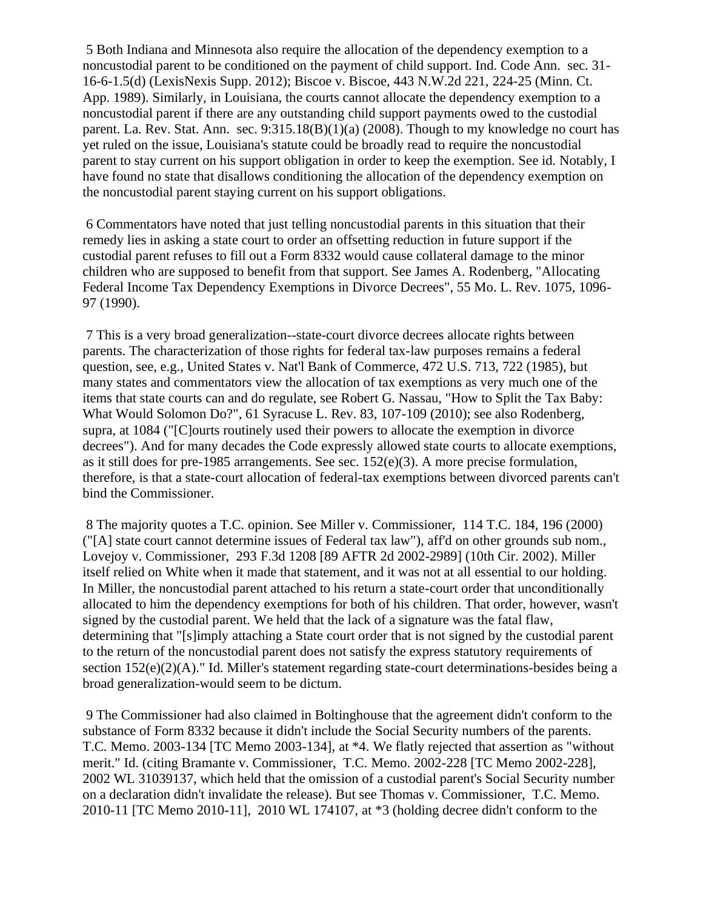5 Both Indiana and Minnesota also require the allocation of the dependency exemption to a noncustodial parent to be conditioned on the payment of child support. Ind. Code Ann. sec. 31-16-6-1.5(d) (LexisNexis Supp. 2012); Biscoe v. Biscoe, 443 N.W.2d 221, 224-25 (Minn. Ct. App. 1989). Similarly, in Louisiana, the courts cannot allocate the dependency exemption to a noncustodial parent if there are any outstanding child support payments owed to the custodial parent. La. Rev. Stat. Ann. sec. 9:315.18(B)(1)(a) (2008). Though to my knowledge no court has yet ruled on the issue, Louisiana's statute could be broadly read to require the noncustodial parent to stay current on his support obligation in order to keep the exemption. See id. Notably, I have found no state that disallows conditioning the allocation of the dependency exemption on the noncustodial parent staying current on his support obligations.

6 Commentators have noted that just telling noncustodial parents in this situation that their remedy lies in asking a state court to order an offsetting reduction in future support if the custodial parent refuses to fill out a Form 8332 would cause collateral damage to the minor children who are supposed to benefit from that support. See James A. Rodenberg, "Allocating Federal Income Tax Dependency Exemptions in Divorce Decrees", 55 Mo. L. Rev. 1075, 1096-97 (1990).

7 This is a very broad generalization--state-court divorce decrees allocate rights between parents. The characterization of those rights for federal tax-law purposes remains a federal question, see, e.g., United States v. Nat'l Bank of Commerce, 472 U.S. 713, 722 (1985), but many states and commentators view the allocation of tax exemptions as very much one of the items that state courts can and do regulate, see Robert G. Nassau, "How to Split the Tax Baby: What Would Solomon Do?", 61 Syracuse L. Rev. 83, 107-109 (2010); see also Rodenberg, supra, at 1084 ("[C]ourts routinely used their powers to allocate the exemption in divorce decrees"). And for many decades the Code expressly allowed state courts to allocate exemptions, as it still does for pre-1985 arrangements. See sec. 152(e)(3). A more precise formulation, therefore, is that a state-court allocation of federal-tax exemptions between divorced parents can't bind the Commissioner.

8 The majority quotes a T.C. opinion. See Miller v. Commissioner, 114 T.C. 184, 196 (2000) ("[A] state court cannot determine issues of Federal tax law"), aff'd on other grounds sub nom., Lovejoy v. Commissioner, 293 F.3d 1208 [89 AFTR 2d 2002-2989] (10th Cir. 2002). Miller itself relied on White when it made that statement, and it was not at all essential to our holding. In Miller, the noncustodial parent attached to his return a state-court order that unconditionally allocated to him the dependency exemptions for both of his children. That order, however, wasn't signed by the custodial parent. We held that the lack of a signature was the fatal flaw, determining that "[s]imply attaching a State court order that is not signed by the custodial parent to the return of the noncustodial parent does not satisfy the express statutory requirements of section 152(e)(2)(A)." Id. Miller's statement regarding state-court determinations-besides being a broad generalization-would seem to be dictum.

9 The Commissioner had also claimed in Boltinghouse that the agreement didn't conform to the substance of Form 8332 because it didn't include the Social Security numbers of the parents. T.C. Memo. 2003-134 [TC Memo 2003-134], at *4. We flatly rejected that assertion as "without merit." Id. (citing Bramante v. Commissioner, T.C. Memo. 2002-228 [TC Memo 2002-228], 2002 WL 31039137, which held that the omission of a custodial parent's Social Security number on a declaration didn't invalidate the release). But see Thomas v. Commissioner, T.C. Memo. 2010-11 [TC Memo 2010-11], 2010 WL 174107, at *3 (holding decree didn't conform to the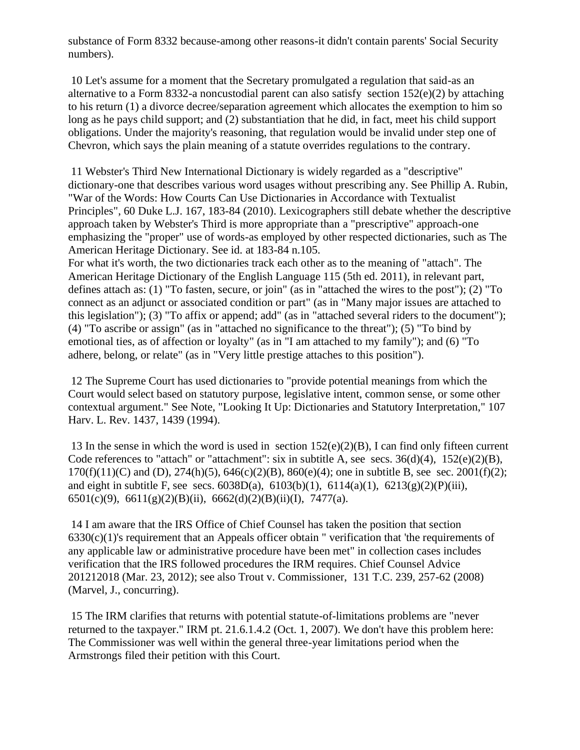substance of Form 8332 because-among other reasons-it didn't contain parents' Social Security numbers).

10 Let's assume for a moment that the Secretary promulgated a regulation that said-as an alternative to a Form 8332-a noncustodial parent can also satisfy section 152(e)(2) by attaching to his return (1) a divorce decree/separation agreement which allocates the exemption to him so long as he pays child support; and (2) substantiation that he did, in fact, meet his child support obligations. Under the majority's reasoning, that regulation would be invalid under step one of Chevron, which says the plain meaning of a statute overrides regulations to the contrary.

11 Webster's Third New International Dictionary is widely regarded as a "descriptive" dictionary-one that describes various word usages without prescribing any. See Phillip A. Rubin, "War of the Words: How Courts Can Use Dictionaries in Accordance with Textualist Principles", 60 Duke L.J. 167, 183-84 (2010). Lexicographers still debate whether the descriptive approach taken by Webster's Third is more appropriate than a "prescriptive" approach-one emphasizing the "proper" use of words-as employed by other respected dictionaries, such as The American Heritage Dictionary. See id. at 183-84 n.105.
For what it's worth, the two dictionaries track each other as to the meaning of "attach". The American Heritage Dictionary of the English Language 115 (5th ed. 2011), in relevant part, defines attach as: (1) "To fasten, secure, or join" (as in "attached the wires to the post"); (2) "To connect as an adjunct or associated condition or part" (as in "Many major issues are attached to this legislation"); (3) "To affix or append; add" (as in "attached several riders to the document"); (4) "To ascribe or assign" (as in "attached no significance to the threat"); (5) "To bind by emotional ties, as of affection or loyalty" (as in "I am attached to my family"); and (6) "To adhere, belong, or relate" (as in "Very little prestige attaches to this position").

12 The Supreme Court has used dictionaries to "provide potential meanings from which the Court would select based on statutory purpose, legislative intent, common sense, or some other contextual argument." See Note, "Looking It Up: Dictionaries and Statutory Interpretation," 107 Harv. L. Rev. 1437, 1439 (1994).

13 In the sense in which the word is used in section 152(e)(2)(B), I can find only fifteen current Code references to "attach" or "attachment": six in subtitle A, see secs. 36(d)(4), 152(e)(2)(B), 170(f)(11)(C) and (D), 274(h)(5), 646(c)(2)(B), 860(e)(4); one in subtitle B, see sec. 2001(f)(2); and eight in subtitle F, see secs. 6038D(a), 6103(b)(1), 6114(a)(1), 6213(g)(2)(P)(iii), 6501(c)(9), 6611(g)(2)(B)(ii), 6662(d)(2)(B)(ii)(I), 7477(a).

14 I am aware that the IRS Office of Chief Counsel has taken the position that section 6330(c)(1)'s requirement that an Appeals officer obtain " verification that 'the requirements of any applicable law or administrative procedure have been met" in collection cases includes verification that the IRS followed procedures the IRM requires. Chief Counsel Advice 201212018 (Mar. 23, 2012); see also Trout v. Commissioner, 131 T.C. 239, 257-62 (2008) (Marvel, J., concurring).

15 The IRM clarifies that returns with potential statute-of-limitations problems are "never returned to the taxpayer." IRM pt. 21.6.1.4.2 (Oct. 1, 2007). We don't have this problem here: The Commissioner was well within the general three-year limitations period when the Armstrongs filed their petition with this Court.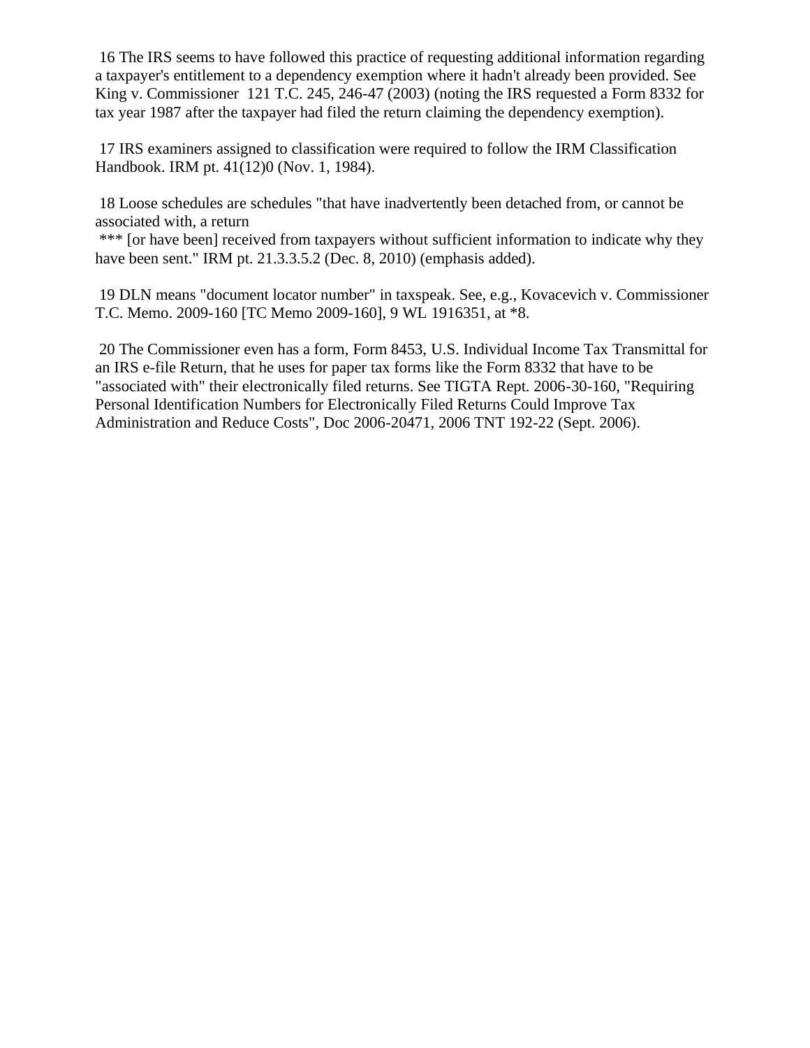16 The IRS seems to have followed this practice of requesting additional information regarding a taxpayer's entitlement to a dependency exemption where it hadn't already been provided. See King v. Commissioner 121 T.C. 245, 246-47 (2003) (noting the IRS requested a Form 8332 for tax year 1987 after the taxpayer had filed the return claiming the dependency exemption).

17 IRS examiners assigned to classification were required to follow the IRM Classification Handbook. IRM pt. 41(12)0 (Nov. 1, 1984).

18 Loose schedules are schedules "that have inadvertently been detached from, or cannot be associated with, a return
*** [or have been] received from taxpayers without sufficient information to indicate why they have been sent." IRM pt. 21.3.3.5.2 (Dec. 8, 2010) (emphasis added).

19 DLN means "document locator number" in taxspeak. See, e.g., Kovacevich v. Commissioner T.C. Memo. 2009-160 [TC Memo 2009-160], 9 WL 1916351, at *8.

20 The Commissioner even has a form, Form 8453, U.S. Individual Income Tax Transmittal for an IRS e-file Return, that he uses for paper tax forms like the Form 8332 that have to be "associated with" their electronically filed returns. See TIGTA Rept. 2006-30-160, "Requiring Personal Identification Numbers for Electronically Filed Returns Could Improve Tax Administration and Reduce Costs", Doc 2006-20471, 2006 TNT 192-22 (Sept. 2006).